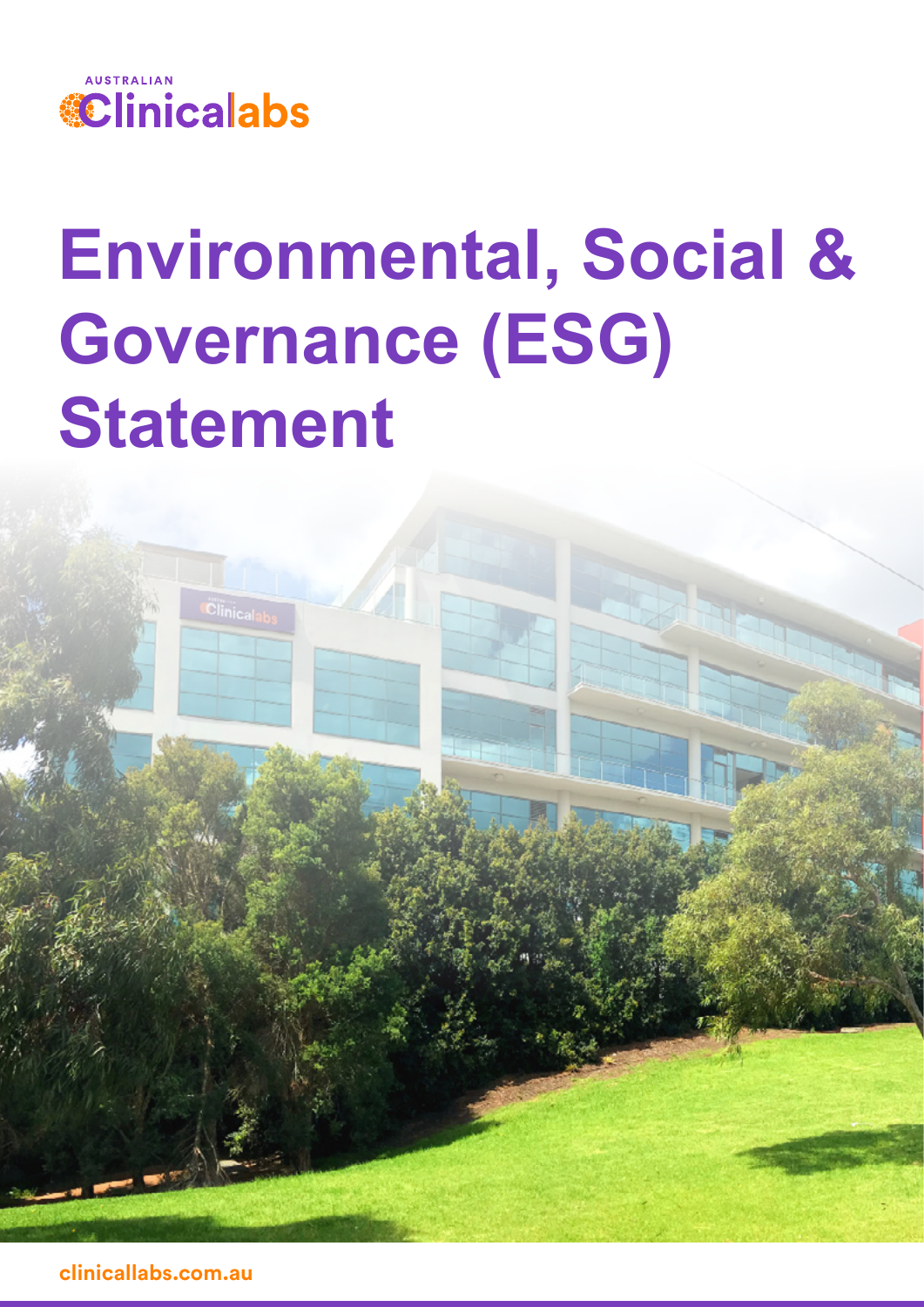AUSTRALIAN Clinicalabs

# Environmental, Social & Governance (ESG) Statement

clinicallabs.com.au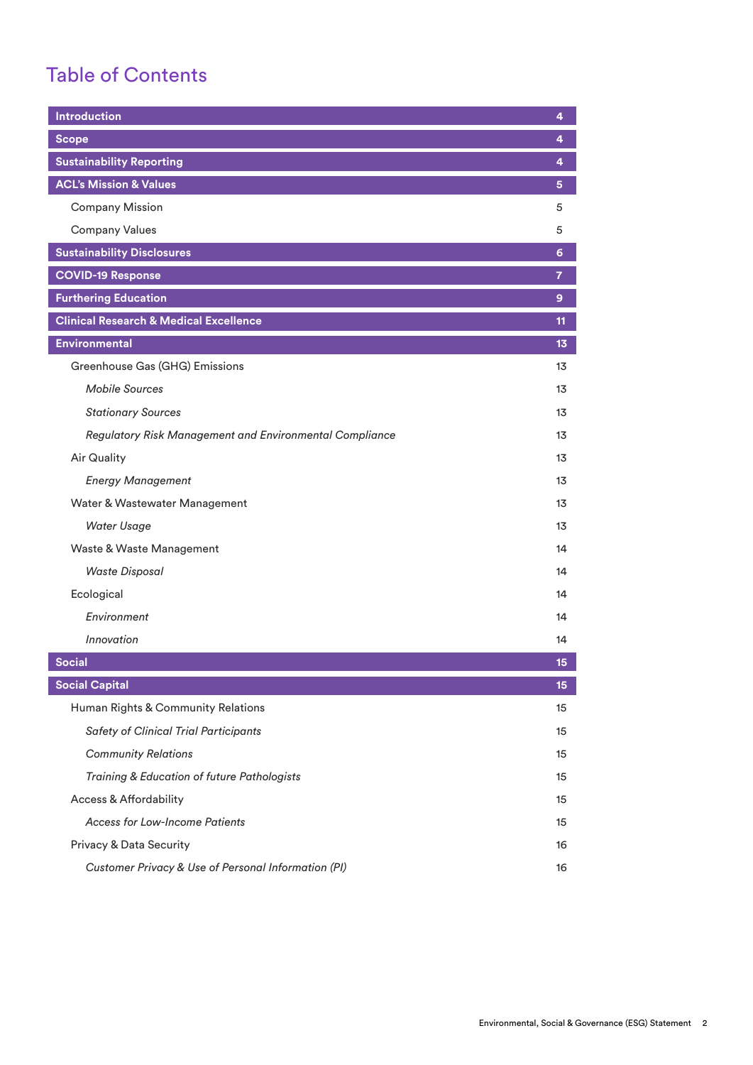# Table of Contents

| | |
|---|---|
| **Introduction** | **4** |
| **Scope** | **4** |
| **Sustainability Reporting** | **4** |
| **ACL's Mission & Values** | **5** |
| Company Mission | 5 |
| Company Values | 5 |
| **Sustainability Disclosures** | **6** |
| **COVID-19 Response** | **7** |
| **Furthering Education** | **9** |
| **Clinical Research & Medical Excellence** | **11** |
| **Environmental** | **13** |
| Greenhouse Gas (GHG) Emissions | 13 |
| *Mobile Sources* | 13 |
| *Stationary Sources* | 13 |
| *Regulatory Risk Management and Environmental Compliance* | 13 |
| Air Quality | 13 |
| *Energy Management* | 13 |
| Water & Wastewater Management | 13 |
| *Water Usage* | 13 |
| Waste & Waste Management | 14 |
| *Waste Disposal* | 14 |
| Ecological | 14 |
| *Environment* | 14 |
| *Innovation* | 14 |
| **Social** | **15** |
| **Social Capital** | **15** |
| Human Rights & Community Relations | 15 |
| *Safety of Clinical Trial Participants* | 15 |
| *Community Relations* | 15 |
| *Training & Education of future Pathologists* | 15 |
| Access & Affordability | 15 |
| *Access for Low-Income Patients* | 15 |
| Privacy & Data Security | 16 |
| *Customer Privacy & Use of Personal Information (PI)* | 16 |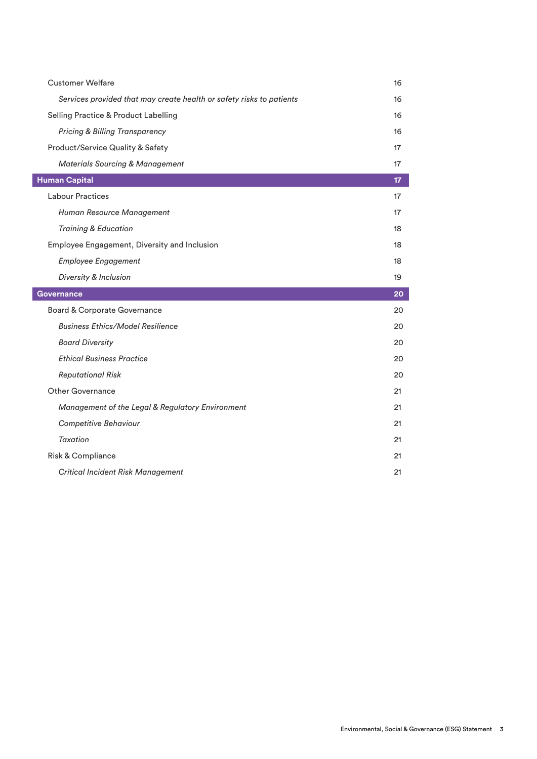| | |
|---|---|
| Customer Welfare | 16 |
| *Services provided that may create health or safety risks to patients* | 16 |
| Selling Practice & Product Labelling | 16 |
| *Pricing & Billing Transparency* | 16 |
| Product/Service Quality & Safety | 17 |
| *Materials Sourcing & Management* | 17 |
| **Human Capital** | **17** |
| Labour Practices | 17 |
| *Human Resource Management* | 17 |
| *Training & Education* | 18 |
| Employee Engagement, Diversity and Inclusion | 18 |
| *Employee Engagement* | 18 |
| *Diversity & Inclusion* | 19 |
| **Governance** | **20** |
| Board & Corporate Governance | 20 |
| *Business Ethics/Model Resilience* | 20 |
| *Board Diversity* | 20 |
| *Ethical Business Practice* | 20 |
| *Reputational Risk* | 20 |
| Other Governance | 21 |
| *Management of the Legal & Regulatory Environment* | 21 |
| *Competitive Behaviour* | 21 |
| *Taxation* | 21 |
| Risk & Compliance | 21 |
| *Critical Incident Risk Management* | 21 |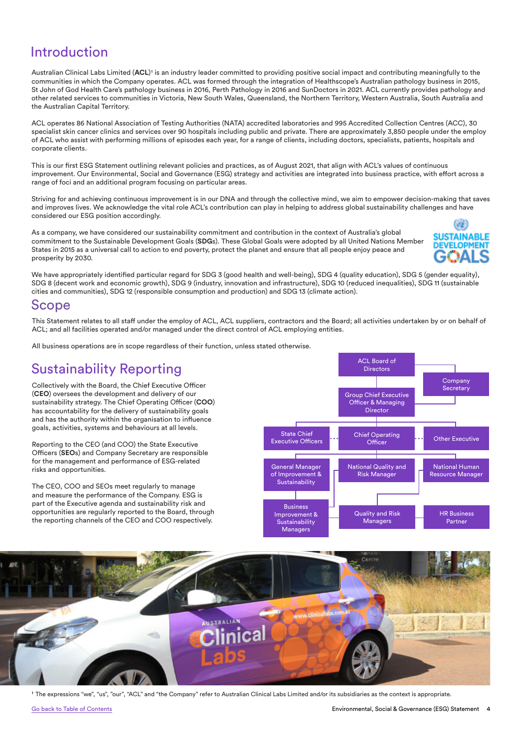# Introduction

Australian Clinical Labs Limited (**ACL**)[1] is an industry leader committed to providing positive social impact and contributing meaningfully to the communities in which the Company operates. ACL was formed through the integration of Healthscope's Australian pathology business in 2015, St John of God Health Care's pathology business in 2016, Perth Pathology in 2016 and SunDoctors in 2021. ACL currently provides pathology and other related services to communities in Victoria, New South Wales, Queensland, the Northern Territory, Western Australia, South Australia and the Australian Capital Territory.

ACL operates 86 National Association of Testing Authorities (NATA) accredited laboratories and 995 Accredited Collection Centres (ACC), 30 specialist skin cancer clinics and services over 90 hospitals including public and private. There are approximately 3,850 people under the employ of ACL who assist with performing millions of episodes each year, for a range of clients, including doctors, specialists, patients, hospitals and corporate clients.

This is our first ESG Statement outlining relevant policies and practices, as of August 2021, that align with ACL's values of continuous improvement. Our Environmental, Social and Governance (ESG) strategy and activities are integrated into business practice, with effort across a range of foci and an additional program focusing on particular areas.

Striving for and achieving continuous improvement is in our DNA and through the collective mind, we aim to empower decision-making that saves and improves lives. We acknowledge the vital role ACL's contribution can play in helping to address global sustainability challenges and have considered our ESG position accordingly.

As a company, we have considered our sustainability commitment and contribution in the context of Australia's global commitment to the Sustainable Development Goals (**SDG**s). These Global Goals were adopted by all United Nations Member States in 2015 as a universal call to action to end poverty, protect the planet and ensure that all people enjoy peace and prosperity by 2030.

We have appropriately identified particular regard for SDG 3 (good health and well-being), SDG 4 (quality education), SDG 5 (gender equality), SDG 8 (decent work and economic growth), SDG 9 (industry, innovation and infrastructure), SDG 10 (reduced inequalities), SDG 11 (sustainable cities and communities), SDG 12 (responsible consumption and production) and SDG 13 (climate action).

# Scope

This Statement relates to all staff under the employ of ACL, ACL suppliers, contractors and the Board; all activities undertaken by or on behalf of ACL; and all facilities operated and/or managed under the direct control of ACL employing entities.

All business operations are in scope regardless of their function, unless stated otherwise.

# Sustainability Reporting

Collectively with the Board, the Chief Executive Officer (**CEO**) oversees the development and delivery of our sustainability strategy. The Chief Operating Officer (**COO**) has accountability for the delivery of sustainability goals and has the authority within the organisation to influence goals, activities, systems and behaviours at all levels.

Reporting to the CEO (and COO) the State Executive Officers (**SEO**s) and Company Secretary are responsible for the management and performance of ESG-related risks and opportunities.

The CEO, COO and SEOs meet regularly to manage and measure the performance of the Company. ESG is part of the Executive agenda and sustainability risk and opportunities are regularly reported to the Board, through the reporting channels of the CEO and COO respectively.

- ACL Board of Directors
  - Company Secretary
  - Group Chief Executive Officer & Managing Director
    - State Chief Executive Officers
      - General Manager of Improvement & Sustainability
        - Business Improvement & Sustainability Managers
    - Chief Operating Officer
      - National Quality and Risk Manager
        - Quality and Risk Managers
    - Other Executive
      - National Human Resource Manager
        - HR Business Partner

[1] The expressions "we", "us", "our", "ACL" and "the Company" refer to Australian Clinical Labs Limited and/or its subsidiaries as the context is appropriate.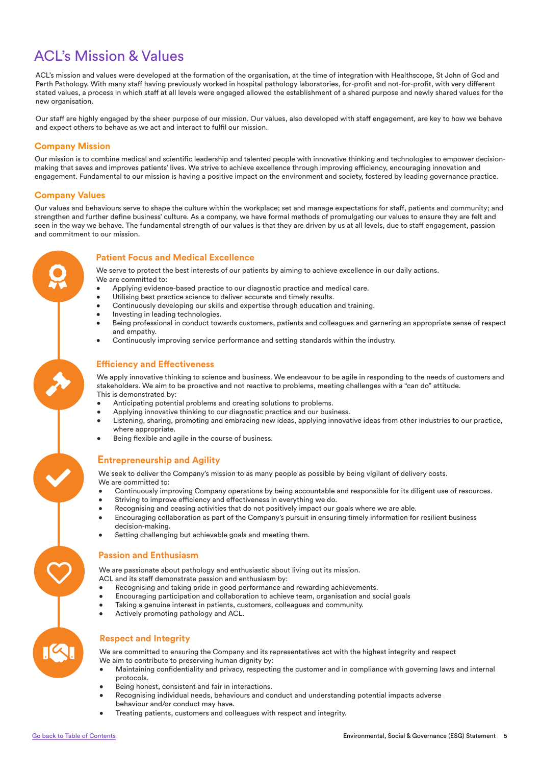# ACL's Mission & Values

ACL's mission and values were developed at the formation of the organisation, at the time of integration with Healthscope, St John of God and Perth Pathology. With many staff having previously worked in hospital pathology laboratories, for-profit and not-for-profit, with very different stated values, a process in which staff at all levels were engaged allowed the establishment of a shared purpose and newly shared values for the new organisation.

Our staff are highly engaged by the sheer purpose of our mission. Our values, also developed with staff engagement, are key to how we behave and expect others to behave as we act and interact to fulfil our mission.

## Company Mission

Our mission is to combine medical and scientific leadership and talented people with innovative thinking and technologies to empower decision-making that saves and improves patients' lives. We strive to achieve excellence through improving efficiency, encouraging innovation and engagement. Fundamental to our mission is having a positive impact on the environment and society, fostered by leading governance practice.

## Company Values

Our values and behaviours serve to shape the culture within the workplace; set and manage expectations for staff, patients and community; and strengthen and further define business' culture. As a company, we have formal methods of promulgating our values to ensure they are felt and seen in the way we behave. The fundamental strength of our values is that they are driven by us at all levels, due to staff engagement, passion and commitment to our mission.

### Patient Focus and Medical Excellence

We serve to protect the best interests of our patients by aiming to achieve excellence in our daily actions.
We are committed to:

- Applying evidence-based practice to our diagnostic practice and medical care.
- Utilising best practice science to deliver accurate and timely results.
- Continuously developing our skills and expertise through education and training.
- Investing in leading technologies.
- Being professional in conduct towards customers, patients and colleagues and garnering an appropriate sense of respect and empathy.
- Continuously improving service performance and setting standards within the industry.

### Efficiency and Effectiveness

We apply innovative thinking to science and business. We endeavour to be agile in responding to the needs of customers and stakeholders. We aim to be proactive and not reactive to problems, meeting challenges with a "can do" attitude.
This is demonstrated by:

- Anticipating potential problems and creating solutions to problems.
- Applying innovative thinking to our diagnostic practice and our business.
- Listening, sharing, promoting and embracing new ideas, applying innovative ideas from other industries to our practice, where appropriate.
- Being flexible and agile in the course of business.

### Entrepreneurship and Agility

We seek to deliver the Company's mission to as many people as possible by being vigilant of delivery costs.
We are committed to:

- Continuously improving Company operations by being accountable and responsible for its diligent use of resources.
- Striving to improve efficiency and effectiveness in everything we do.
- Recognising and ceasing activities that do not positively impact our goals where we are able.
- Encouraging collaboration as part of the Company's pursuit in ensuring timely information for resilient business decision-making.
- Setting challenging but achievable goals and meeting them.

### Passion and Enthusiasm

We are passionate about pathology and enthusiastic about living out its mission.
ACL and its staff demonstrate passion and enthusiasm by:

- Recognising and taking pride in good performance and rewarding achievements.
- Encouraging participation and collaboration to achieve team, organisation and social goals
- Taking a genuine interest in patients, customers, colleagues and community.
- Actively promoting pathology and ACL.

### Respect and Integrity

We are committed to ensuring the Company and its representatives act with the highest integrity and respect
We aim to contribute to preserving human dignity by:

- Maintaining confidentiality and privacy, respecting the customer and in compliance with governing laws and internal protocols.
- Being honest, consistent and fair in interactions.
- Recognising individual needs, behaviours and conduct and understanding potential impacts adverse behaviour and/or conduct may have.
- Treating patients, customers and colleagues with respect and integrity.

Go back to Table of Contents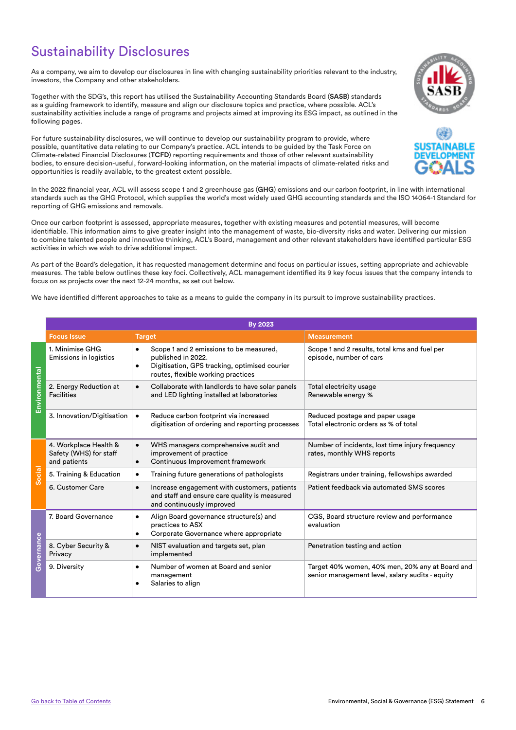# Sustainability Disclosures

As a company, we aim to develop our disclosures in line with changing sustainability priorities relevant to the industry, investors, the Company and other stakeholders.

Together with the SDG's, this report has utilised the Sustainability Accounting Standards Board (**SASB**) standards as a guiding framework to identify, measure and align our disclosure topics and practice, where possible. ACL's sustainability activities include a range of programs and projects aimed at improving its ESG impact, as outlined in the following pages.

For future sustainability disclosures, we will continue to develop our sustainability program to provide, where possible, quantitative data relating to our Company's practice. ACL intends to be guided by the Task Force on Climate-related Financial Disclosures (**TCFD**) reporting requirements and those of other relevant sustainability bodies, to ensure decision-useful, forward-looking information, on the material impacts of climate-related risks and opportunities is readily available, to the greatest extent possible.

In the 2022 financial year, ACL will assess scope 1 and 2 greenhouse gas (**GHG**) emissions and our carbon footprint, in line with international standards such as the GHG Protocol, which supplies the world's most widely used GHG accounting standards and the ISO 14064-1 Standard for reporting of GHG emissions and removals.

Once our carbon footprint is assessed, appropriate measures, together with existing measures and potential measures, will become identifiable. This information aims to give greater insight into the management of waste, bio-diversity risks and water. Delivering our mission to combine talented people and innovative thinking, ACL's Board, management and other relevant stakeholders have identified particular ESG activities in which we wish to drive additional impact.

As part of the Board's delegation, it has requested management determine and focus on particular issues, setting appropriate and achievable measures. The table below outlines these key foci. Collectively, ACL management identified its 9 key focus issues that the company intends to focus on as projects over the next 12-24 months, as set out below.

We have identified different approaches to take as a means to guide the company in its pursuit to improve sustainability practices.

| | By 2023 | | |
|---|---|---|---|
| | **Focus Issue** | **Target** | **Measurement** |
| Environmental | 1. Minimise GHG Emissions in logistics | • Scope 1 and 2 emissions to be measured, published in 2022.<br>• Digitisation, GPS tracking, optimised courier routes, flexible working practices | Scope 1 and 2 results, total kms and fuel per episode, number of cars |
| Environmental | 2. Energy Reduction at Facilities | • Collaborate with landlords to have solar panels and LED lighting installed at laboratories | Total electricity usage<br>Renewable energy % |
| Environmental | 3. Innovation/Digitisation | • Reduce carbon footprint via increased digitisation of ordering and reporting processes | Reduced postage and paper usage<br>Total electronic orders as % of total |
| Social | 4. Workplace Health & Safety (WHS) for staff and patients | • WHS managers comprehensive audit and improvement of practice<br>• Continuous Improvement Framework | Number of incidents, lost time injury frequency rates, monthly WHS reports |
| Social | 5. Training & Education | • Training future generations of pathologists | Registrars under training, fellowships awarded |
| Social | 6. Customer Care | • Increase engagement with customers, patients and staff and ensure care quality is measured and continuously improved | Patient feedback via automated SMS scores |
| Governance | 7. Board Governance | • Align Board governance structure(s) and practices to ASX<br>• Corporate Governance where appropriate | CGS, Board structure review and performance evaluation |
| Governance | 8. Cyber Security & Privacy | • NIST evaluation and targets set, plan implemented | Penetration testing and action |
| Governance | 9. Diversity | • Number of women at Board and senior management<br>• Salaries to align | Target 40% women, 40% men, 20% any at Board and senior management level, salary audits - equity |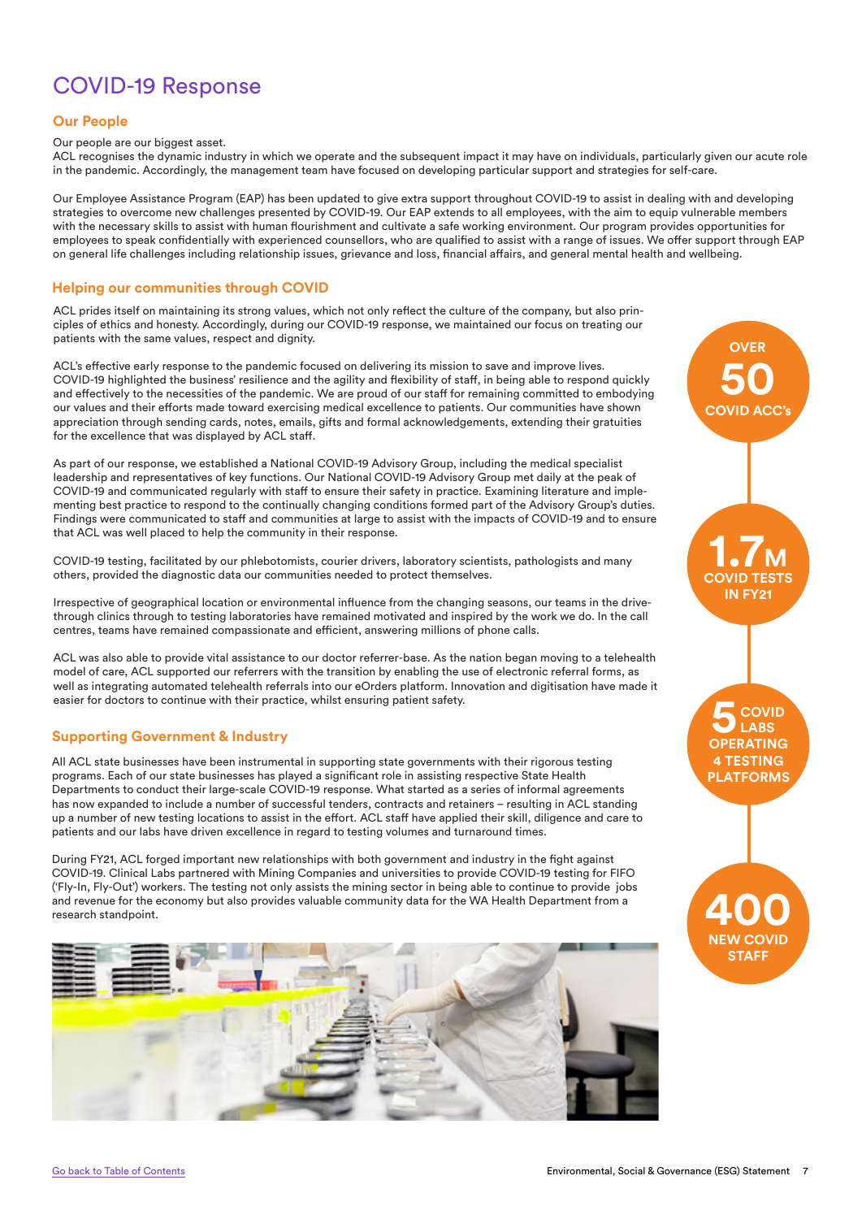# COVID-19 Response

## Our People

Our people are our biggest asset.
ACL recognises the dynamic industry in which we operate and the subsequent impact it may have on individuals, particularly given our acute role in the pandemic. Accordingly, the management team have focused on developing particular support and strategies for self-care.

Our Employee Assistance Program (EAP) has been updated to give extra support throughout COVID-19 to assist in dealing with and developing strategies to overcome new challenges presented by COVID-19. Our EAP extends to all employees, with the aim to equip vulnerable members with the necessary skills to assist with human flourishment and cultivate a safe working environment. Our program provides opportunities for employees to speak confidentially with experienced counsellors, who are qualified to assist with a range of issues. We offer support through EAP on general life challenges including relationship issues, grievance and loss, financial affairs, and general mental health and wellbeing.

## Helping our communities through COVID

ACL prides itself on maintaining its strong values, which not only reflect the culture of the company, but also principles of ethics and honesty. Accordingly, during our COVID-19 response, we maintained our focus on treating our patients with the same values, respect and dignity.

ACL's effective early response to the pandemic focused on delivering its mission to save and improve lives. COVID-19 highlighted the business' resilience and the agility and flexibility of staff, in being able to respond quickly and effectively to the necessities of the pandemic. We are proud of our staff for remaining committed to embodying our values and their efforts made toward exercising medical excellence to patients. Our communities have shown appreciation through sending cards, notes, emails, gifts and formal acknowledgements, extending their gratuities for the excellence that was displayed by ACL staff.

As part of our response, we established a National COVID-19 Advisory Group, including the medical specialist leadership and representatives of key functions. Our National COVID-19 Advisory Group met daily at the peak of COVID-19 and communicated regularly with staff to ensure their safety in practice. Examining literature and implementing best practice to respond to the continually changing conditions formed part of the Advisory Group's duties. Findings were communicated to staff and communities at large to assist with the impacts of COVID-19 and to ensure that ACL was well placed to help the community in their response.

COVID-19 testing, facilitated by our phlebotomists, courier drivers, laboratory scientists, pathologists and many others, provided the diagnostic data our communities needed to protect themselves.

Irrespective of geographical location or environmental influence from the changing seasons, our teams in the drive-through clinics through to testing laboratories have remained motivated and inspired by the work we do. In the call centres, teams have remained compassionate and efficient, answering millions of phone calls.

ACL was also able to provide vital assistance to our doctor referrer-base. As the nation began moving to a telehealth model of care, ACL supported our referrers with the transition by enabling the use of electronic referral forms, as well as integrating automated telehealth referrals into our eOrders platform. Innovation and digitisation have made it easier for doctors to continue with their practice, whilst ensuring patient safety.

## Supporting Government & Industry

All ACL state businesses have been instrumental in supporting state governments with their rigorous testing programs. Each of our state businesses has played a significant role in assisting respective State Health Departments to conduct their large-scale COVID-19 response. What started as a series of informal agreements has now expanded to include a number of successful tenders, contracts and retainers – resulting in ACL standing up a number of new testing locations to assist in the effort. ACL staff have applied their skill, diligence and care to patients and our labs have driven excellence in regard to testing volumes and turnaround times.

During FY21, ACL forged important new relationships with both government and industry in the fight against COVID-19. Clinical Labs partnered with Mining Companies and universities to provide COVID-19 testing for FIFO ('Fly-In, Fly-Out') workers. The testing not only assists the mining sector in being able to continue to provide jobs and revenue for the economy but also provides valuable community data for the WA Health Department from a research standpoint.

**OVER 50** COVID ACC's

**1.7M** COVID TESTS IN FY21

**5** COVID LABS OPERATING 4 TESTING PLATFORMS

**400** NEW COVID STAFF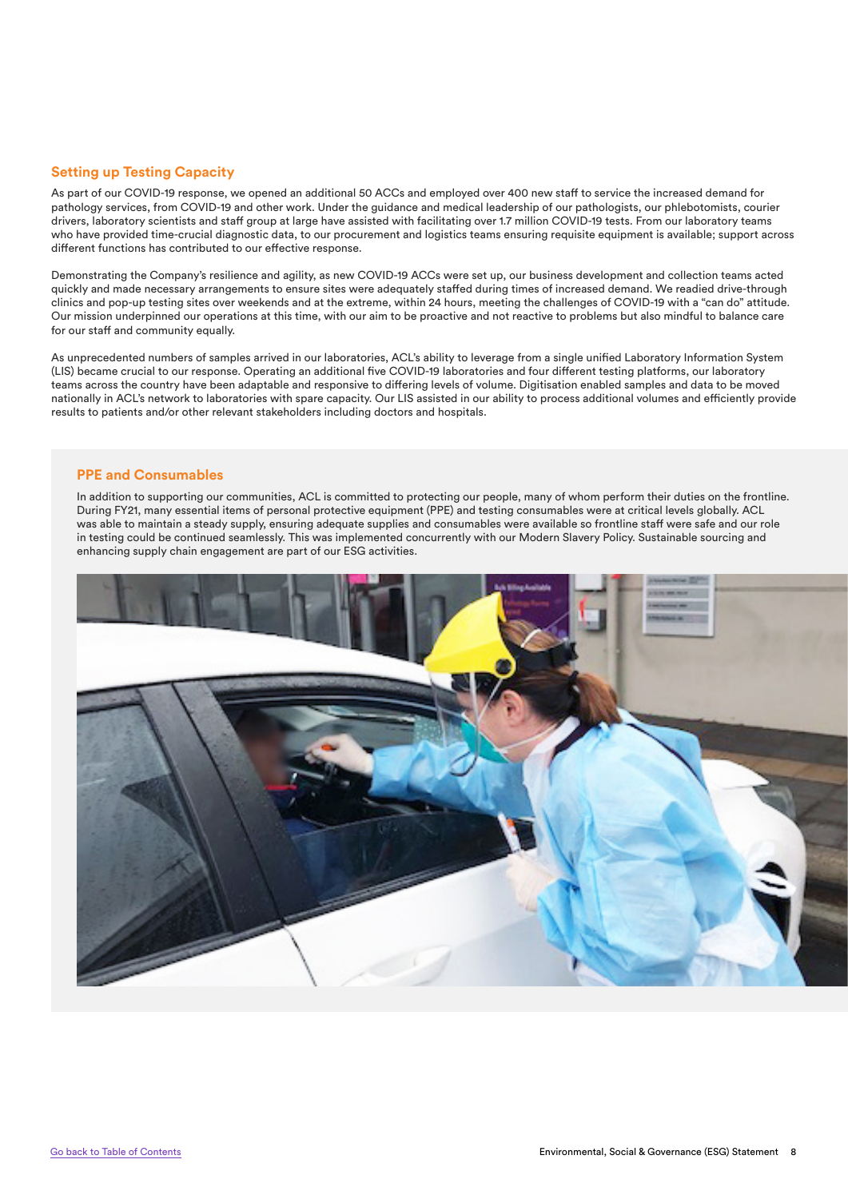## Setting up Testing Capacity

As part of our COVID-19 response, we opened an additional 50 ACCs and employed over 400 new staff to service the increased demand for pathology services, from COVID-19 and other work. Under the guidance and medical leadership of our pathologists, our phlebotomists, courier drivers, laboratory scientists and staff group at large have assisted with facilitating over 1.7 million COVID-19 tests. From our laboratory teams who have provided time-crucial diagnostic data, to our procurement and logistics teams ensuring requisite equipment is available; support across different functions has contributed to our effective response.

Demonstrating the Company's resilience and agility, as new COVID-19 ACCs were set up, our business development and collection teams acted quickly and made necessary arrangements to ensure sites were adequately staffed during times of increased demand. We readied drive-through clinics and pop-up testing sites over weekends and at the extreme, within 24 hours, meeting the challenges of COVID-19 with a "can do" attitude. Our mission underpinned our operations at this time, with our aim to be proactive and not reactive to problems but also mindful to balance care for our staff and community equally.

As unprecedented numbers of samples arrived in our laboratories, ACL's ability to leverage from a single unified Laboratory Information System (LIS) became crucial to our response. Operating an additional five COVID-19 laboratories and four different testing platforms, our laboratory teams across the country have been adaptable and responsive to differing levels of volume. Digitisation enabled samples and data to be moved nationally in ACL's network to laboratories with spare capacity. Our LIS assisted in our ability to process additional volumes and efficiently provide results to patients and/or other relevant stakeholders including doctors and hospitals.

## PPE and Consumables

In addition to supporting our communities, ACL is committed to protecting our people, many of whom perform their duties on the frontline. During FY21, many essential items of personal protective equipment (PPE) and testing consumables were at critical levels globally. ACL was able to maintain a steady supply, ensuring adequate supplies and consumables were available so frontline staff were safe and our role in testing could be continued seamlessly. This was implemented concurrently with our Modern Slavery Policy. Sustainable sourcing and enhancing supply chain engagement are part of our ESG activities.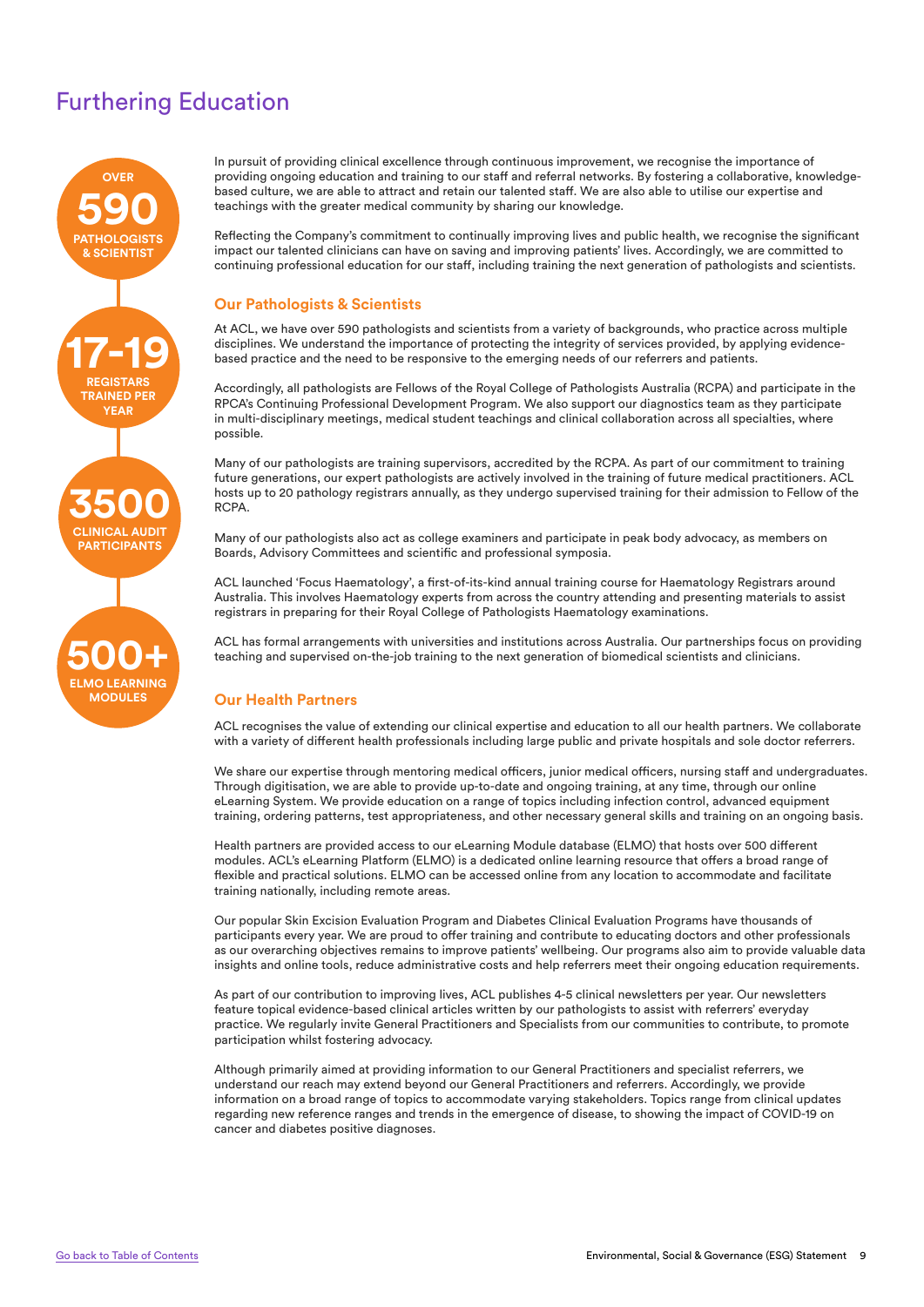# Furthering Education

OVER **590** PATHOLOGISTS & SCIENTIST

**17-19** REGISTARS TRAINED PER YEAR

**3500** CLINICAL AUDIT PARTICIPANTS

**500+** ELMO LEARNING MODULES

In pursuit of providing clinical excellence through continuous improvement, we recognise the importance of providing ongoing education and training to our staff and referral networks. By fostering a collaborative, knowledge-based culture, we are able to attract and retain our talented staff. We are also able to utilise our expertise and teachings with the greater medical community by sharing our knowledge.

Reflecting the Company's commitment to continually improving lives and public health, we recognise the significant impact our talented clinicians can have on saving and improving patients' lives. Accordingly, we are committed to continuing professional education for our staff, including training the next generation of pathologists and scientists.

## Our Pathologists & Scientists

At ACL, we have over 590 pathologists and scientists from a variety of backgrounds, who practice across multiple disciplines. We understand the importance of protecting the integrity of services provided, by applying evidence-based practice and the need to be responsive to the emerging needs of our referrers and patients.

Accordingly, all pathologists are Fellows of the Royal College of Pathologists Australia (RCPA) and participate in the RPCA's Continuing Professional Development Program. We also support our diagnostics team as they participate in multi-disciplinary meetings, medical student teachings and clinical collaboration across all specialties, where possible.

Many of our pathologists are training supervisors, accredited by the RCPA. As part of our commitment to training future generations, our expert pathologists are actively involved in the training of future medical practitioners. ACL hosts up to 20 pathology registrars annually, as they undergo supervised training for their admission to Fellow of the RCPA.

Many of our pathologists also act as college examiners and participate in peak body advocacy, as members on Boards, Advisory Committees and scientific and professional symposia.

ACL launched 'Focus Haematology', a first-of-its-kind annual training course for Haematology Registrars around Australia. This involves Haematology experts from across the country attending and presenting materials to assist registrars in preparing for their Royal College of Pathologists Haematology examinations.

ACL has formal arrangements with universities and institutions across Australia. Our partnerships focus on providing teaching and supervised on-the-job training to the next generation of biomedical scientists and clinicians.

## Our Health Partners

ACL recognises the value of extending our clinical expertise and education to all our health partners. We collaborate with a variety of different health professionals including large public and private hospitals and sole doctor referrers.

We share our expertise through mentoring medical officers, junior medical officers, nursing staff and undergraduates. Through digitisation, we are able to provide up-to-date and ongoing training, at any time, through our online eLearning System. We provide education on a range of topics including infection control, advanced equipment training, ordering patterns, test appropriateness, and other necessary general skills and training on an ongoing basis.

Health partners are provided access to our eLearning Module database (ELMO) that hosts over 500 different modules. ACL's eLearning Platform (ELMO) is a dedicated online learning resource that offers a broad range of flexible and practical solutions. ELMO can be accessed online from any location to accommodate and facilitate training nationally, including remote areas.

Our popular Skin Excision Evaluation Program and Diabetes Clinical Evaluation Programs have thousands of participants every year. We are proud to offer training and contribute to educating doctors and other professionals as our overarching objectives remains to improve patients' wellbeing. Our programs also aim to provide valuable data insights and online tools, reduce administrative costs and help referrers meet their ongoing education requirements.

As part of our contribution to improving lives, ACL publishes 4-5 clinical newsletters per year. Our newsletters feature topical evidence-based clinical articles written by our pathologists to assist with referrers' everyday practice. We regularly invite General Practitioners and Specialists from our communities to contribute, to promote participation whilst fostering advocacy.

Although primarily aimed at providing information to our General Practitioners and specialist referrers, we understand our reach may extend beyond our General Practitioners and referrers. Accordingly, we provide information on a broad range of topics to accommodate varying stakeholders. Topics range from clinical updates regarding new reference ranges and trends in the emergence of disease, to showing the impact of COVID-19 on cancer and diabetes positive diagnoses.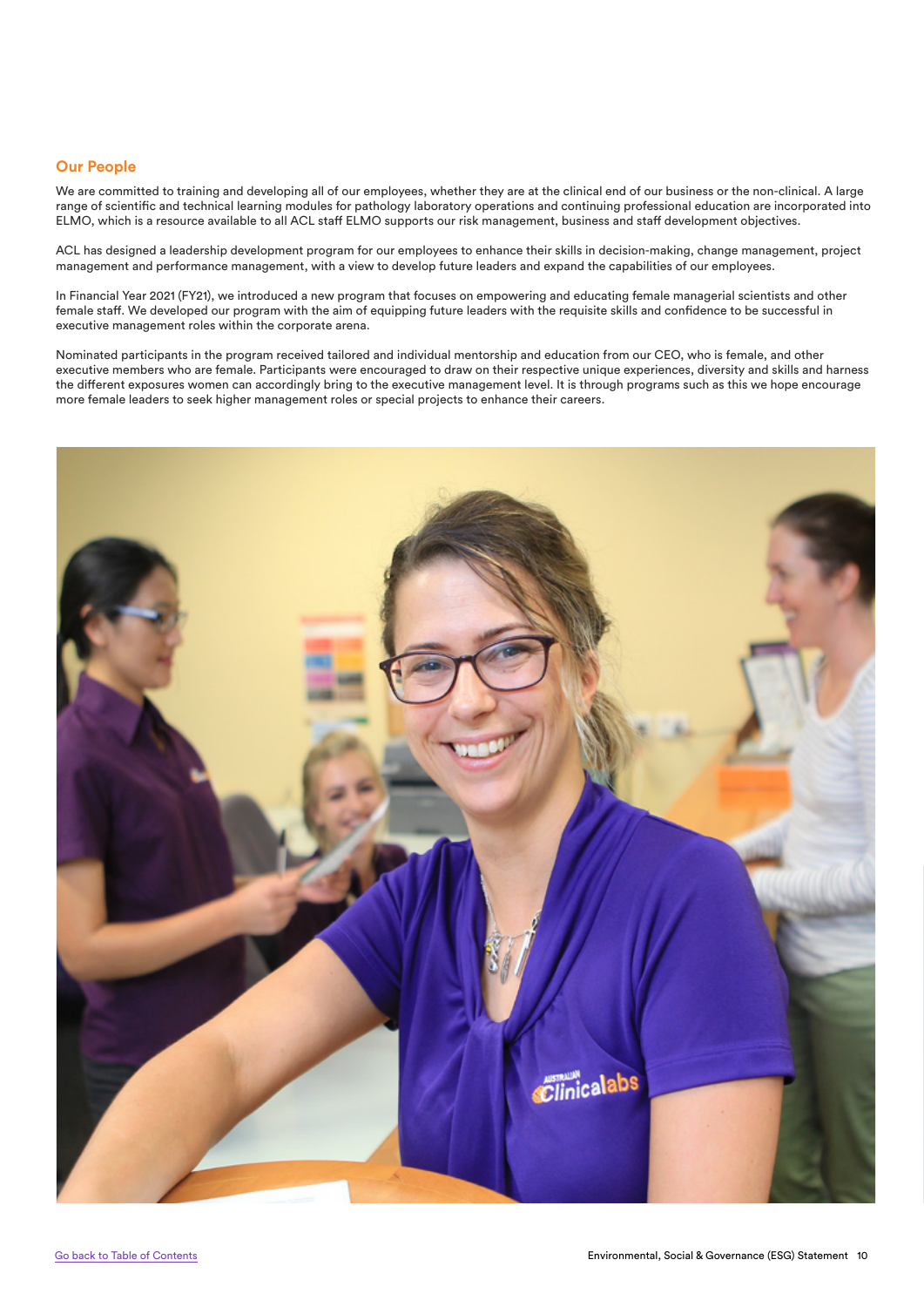## Our People

We are committed to training and developing all of our employees, whether they are at the clinical end of our business or the non-clinical. A large range of scientific and technical learning modules for pathology laboratory operations and continuing professional education are incorporated into ELMO, which is a resource available to all ACL staff ELMO supports our risk management, business and staff development objectives.

ACL has designed a leadership development program for our employees to enhance their skills in decision-making, change management, project management and performance management, with a view to develop future leaders and expand the capabilities of our employees.

In Financial Year 2021 (FY21), we introduced a new program that focuses on empowering and educating female managerial scientists and other female staff. We developed our program with the aim of equipping future leaders with the requisite skills and confidence to be successful in executive management roles within the corporate arena.

Nominated participants in the program received tailored and individual mentorship and education from our CEO, who is female, and other executive members who are female. Participants were encouraged to draw on their respective unique experiences, diversity and skills and harness the different exposures women can accordingly bring to the executive management level. It is through programs such as this we hope encourage more female leaders to seek higher management roles or special projects to enhance their careers.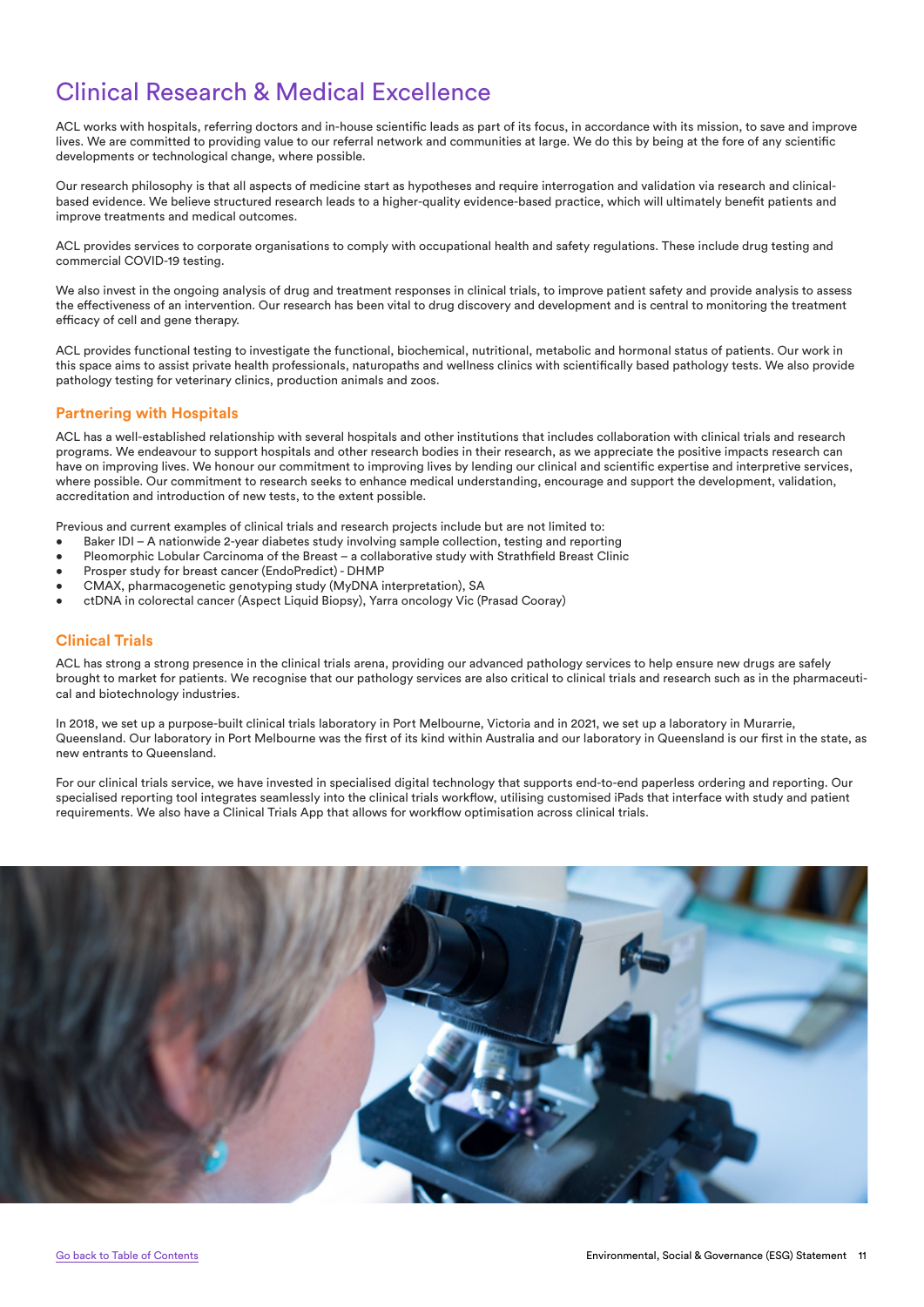# Clinical Research & Medical Excellence

ACL works with hospitals, referring doctors and in-house scientific leads as part of its focus, in accordance with its mission, to save and improve lives. We are committed to providing value to our referral network and communities at large. We do this by being at the fore of any scientific developments or technological change, where possible.

Our research philosophy is that all aspects of medicine start as hypotheses and require interrogation and validation via research and clinical-based evidence. We believe structured research leads to a higher-quality evidence-based practice, which will ultimately benefit patients and improve treatments and medical outcomes.

ACL provides services to corporate organisations to comply with occupational health and safety regulations. These include drug testing and commercial COVID-19 testing.

We also invest in the ongoing analysis of drug and treatment responses in clinical trials, to improve patient safety and provide analysis to assess the effectiveness of an intervention. Our research has been vital to drug discovery and development and is central to monitoring the treatment efficacy of cell and gene therapy.

ACL provides functional testing to investigate the functional, biochemical, nutritional, metabolic and hormonal status of patients. Our work in this space aims to assist private health professionals, naturopaths and wellness clinics with scientifically based pathology tests. We also provide pathology testing for veterinary clinics, production animals and zoos.

## Partnering with Hospitals

ACL has a well-established relationship with several hospitals and other institutions that includes collaboration with clinical trials and research programs. We endeavour to support hospitals and other research bodies in their research, as we appreciate the positive impacts research can have on improving lives. We honour our commitment to improving lives by lending our clinical and scientific expertise and interpretive services, where possible. Our commitment to research seeks to enhance medical understanding, encourage and support the development, validation, accreditation and introduction of new tests, to the extent possible.

Previous and current examples of clinical trials and research projects include but are not limited to:

- Baker IDI – A nationwide 2-year diabetes study involving sample collection, testing and reporting
- Pleomorphic Lobular Carcinoma of the Breast – a collaborative study with Strathfield Breast Clinic
- Prosper study for breast cancer (EndoPredict) - DHMP
- CMAX, pharmacogenetic genotyping study (MyDNA interpretation), SA
- ctDNA in colorectal cancer (Aspect Liquid Biopsy), Yarra oncology Vic (Prasad Cooray)

## Clinical Trials

ACL has strong a presence in the clinical trials arena, providing our advanced pathology services to help ensure new drugs are safely brought to market for patients. We recognise that our pathology services are also critical to clinical trials and research such as in the pharmaceutical and biotechnology industries.

In 2018, we set up a purpose-built clinical trials laboratory in Port Melbourne, Victoria and in 2021, we set up a laboratory in Murarrie, Queensland. Our laboratory in Port Melbourne was the first of its kind within Australia and our laboratory in Queensland is our first in the state, as new entrants to Queensland.

For our clinical trials service, we have invested in specialised digital technology that supports end-to-end paperless ordering and reporting. Our specialised reporting tool integrates seamlessly into the clinical trials workflow, utilising customised iPads that interface with study and patient requirements. We also have a Clinical Trials App that allows for workflow optimisation across clinical trials.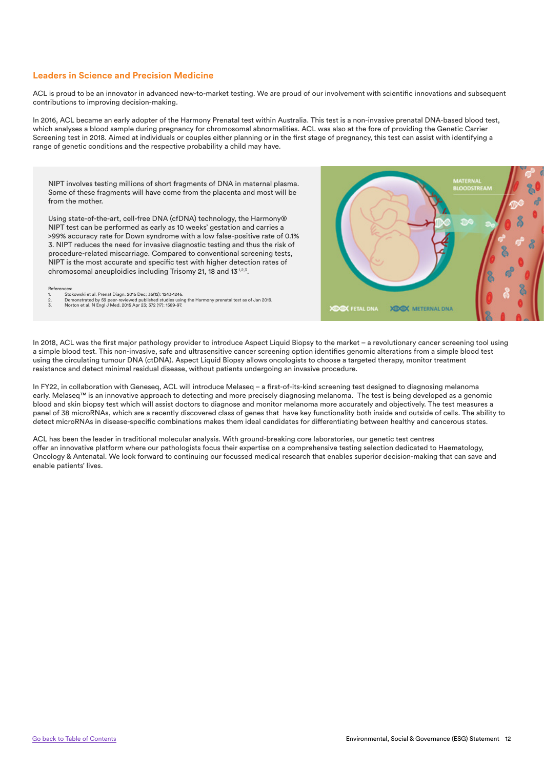## Leaders in Science and Precision Medicine

ACL is proud to be an innovator in advanced new-to-market testing. We are proud of our involvement with scientific innovations and subsequent contributions to improving decision-making.

In 2016, ACL became an early adopter of the Harmony Prenatal test within Australia. This test is a non-invasive prenatal DNA-based blood test, which analyses a blood sample during pregnancy for chromosomal abnormalities. ACL was also at the fore of providing the Genetic Carrier Screening test in 2018. Aimed at individuals or couples either planning or in the first stage of pregnancy, this test can assist with identifying a range of genetic conditions and the respective probability a child may have.

NIPT involves testing millions of short fragments of DNA in maternal plasma. Some of these fragments will have come from the placenta and most will be from the mother.

Using state-of-the-art, cell-free DNA (cfDNA) technology, the Harmony® NIPT test can be performed as early as 10 weeks' gestation and carries a >99% accuracy rate for Down syndrome with a low false-positive rate of 0.1% 3. NIPT reduces the need for invasive diagnostic testing and thus the risk of procedure-related miscarriage. Compared to conventional screening tests, NIPT is the most accurate and specific test with higher detection rates of chromosomal aneuploidies including Trisomy 21, 18 and 13 [1,2,3].

References:

1. Stokowski et al. Prenat Diagn. 2015 Dec; 35(12): 1243-1246.
2. Demonstrated by 59 peer-reviewed published studies using the Harmony prenatal test as of Jan 2019.
3. Norton et al. N Engl J Med. 2015 Apr 23; 372 (17): 1589-97.

MATERNAL BLOODSTREAM

FETAL DNA

METERNAL DNA

In 2018, ACL was the first major pathology provider to introduce Aspect Liquid Biopsy to the market – a revolutionary cancer screening tool using a simple blood test. This non-invasive, safe and ultrasensitive cancer screening option identifies genomic alterations from a simple blood test using the circulating tumour DNA (ctDNA). Aspect Liquid Biopsy allows oncologists to choose a targeted therapy, monitor treatment resistance and detect minimal residual disease, without patients undergoing an invasive procedure.

In FY22, in collaboration with Geneseq, ACL will introduce Melaseq – a first-of-its-kind screening test designed to diagnosing melanoma early. Melaseq™ is an innovative approach to detecting and more precisely diagnosing melanoma. The test is being developed as a genomic blood and skin biopsy test which will assist doctors to diagnose and monitor melanoma more accurately and objectively. The test measures a panel of 38 microRNAs, which are a recently discovered class of genes that have key functionality both inside and outside of cells. The ability to detect microRNAs in disease-specific combinations makes them ideal candidates for differentiating between healthy and cancerous states.

ACL has been the leader in traditional molecular analysis. With ground-breaking core laboratories, our genetic test centres offer an innovative platform where our pathologists focus their expertise on a comprehensive testing selection dedicated to Haematology, Oncology & Antenatal. We look forward to continuing our focussed medical research that enables superior decision-making that can save and enable patients' lives.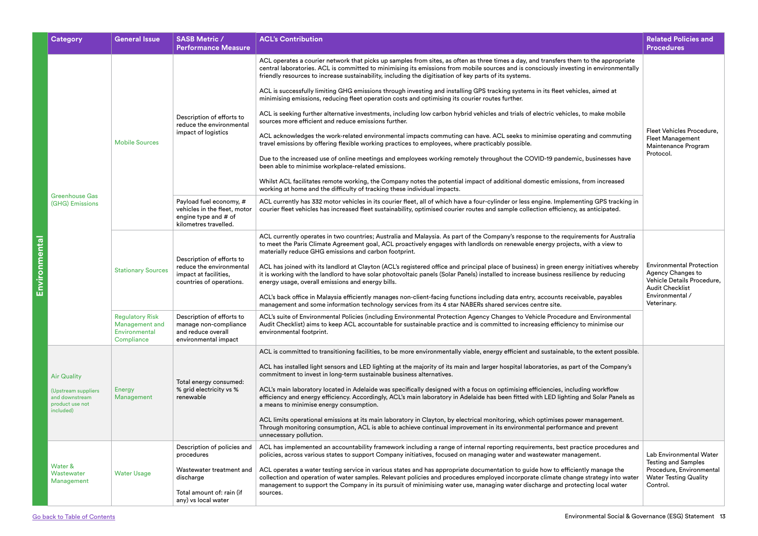**Environmental**

| Category | General Issue | SASB Metric / Performance Measure | ACL's Contribution | Related Policies and Procedures |
|---|---|---|---|---|
| Greenhouse Gas (GHG) Emissions | Mobile Sources | Description of efforts to reduce the environmental impact of logistics | ACL operates a courier network that picks up samples from sites, as often as three times a day, and transfers them to the appropriate central laboratories. ACL is committed to minimising its emissions from mobile sources and is consciously investing in environmentally friendly resources to increase sustainability, including the digitisation of key parts of its systems.<br><br>ACL is successfully limiting GHG emissions through investing and installing GPS tracking systems in its fleet vehicles, aimed at minimising emissions, reducing fleet operation costs and optimising its courier routes further.<br><br>ACL is seeking further alternative investments, including low carbon hybrid vehicles and trials of electric vehicles, to make mobile sources more efficient and reduce emissions further.<br><br>ACL acknowledges the work-related environmental impacts commuting can have. ACL seeks to minimise operating and commuting travel emissions by offering flexible working practices to employees, where practicably possible.<br><br>Due to the increased use of online meetings and employees working remotely throughout the COVID-19 pandemic, businesses have been able to minimise workplace-related emissions.<br><br>Whilst ACL facilitates remote working, the Company notes the potential impact of additional domestic emissions, from increased working at home and the difficulty of tracking these individual impacts. | Fleet Vehicles Procedure, Fleet Management Maintenance Program Protocol. |
| | | Payload fuel economy, # vehicles in the fleet, motor engine type and # of kilometres travelled. | ACL currently has 332 motor vehicles in its courier fleet, all of which have a four-cylinder or less engine. Implementing GPS tracking in courier fleet vehicles has increased fleet sustainability, optimised courier routes and sample collection efficiency, as anticipated. | |
| | Stationary Sources | Description of efforts to reduce the environmental impact at facilities, countries of operations. | ACL currently operates in two countries; Australia and Malaysia. As part of the Company's response to the requirements for Australia to meet the Paris Climate Agreement goal, ACL proactively engages with landlords on renewable energy projects, with a view to materially reduce GHG emissions and carbon footprint.<br><br>ACL has joined with its landlord at Clayton (ACL's registered office and principal place of business) in green energy initiatives whereby it is working with the landlord to have solar photovoltaic panels (Solar Panels) installed to increase business resilience by reducing energy usage, overall emissions and energy bills.<br><br>ACL's back office in Malaysia efficiently manages non-client-facing functions including data entry, accounts receivable, payables management and some information technology services from its 4 star NABERs shared services centre site. | Environmental Protection Agency Changes to Vehicle Details Procedure, Audit Checklist Environmental / Veterinary. |
| | Regulatory Risk Management and Environmental Compliance | Description of efforts to manage non-compliance and reduce overall environmental impact | ACL's suite of Environmental Policies (including Environmental Protection Agency Changes to Vehicle Procedure and Environmental Audit Checklist) aims to keep ACL accountable for sustainable practice and is committed to increasing efficiency to minimise our environmental footprint. | |
| Air Quality<br><br>(Upstream suppliers and downstream product use not included) | Energy Management | Total energy consumed: % grid electricity vs % renewable | ACL is committed to transitioning facilities, to be more environmentally viable, energy efficient and sustainable, to the extent possible.<br><br>ACL has installed light sensors and LED lighting at the majority of its main and larger hospital laboratories, as part of the Company's commitment to invest in long-term sustainable business alternatives.<br><br>ACL's main laboratory located in Adelaide was specifically designed with a focus on optimising efficiencies, including workflow efficiency and energy efficiency. Accordingly, ACL's main laboratory in Adelaide has been fitted with LED lighting and Solar Panels as a means to minimise energy consumption.<br><br>ACL limits operational emissions at its main laboratory in Clayton, by electrical monitoring, which optimises power management. Through monitoring consumption, ACL is able to achieve continual improvement in its environmental performance and prevent unnecessary pollution. | |
| Water & Wastewater Management | Water Usage | Description of policies and procedures<br><br>Wastewater treatment and discharge<br><br>Total amount of: rain (if any) vs local water | ACL has implemented an accountability framework including a range of internal reporting requirements, best practice procedures and policies, across various states to support Company initiatives, focused on managing water and wastewater management.<br><br>ACL operates a water testing service in various states and has appropriate documentation to guide how to efficiently manage the collection and operation of water samples. Relevant policies and procedures employed incorporate climate change strategy into water management to support the Company in its pursuit of minimising water use, managing water discharge and protecting local water sources. | Lab Environmental Water Testing and Samples Procedure, Environmental Water Testing Quality Control. |

Go back to Table of Contents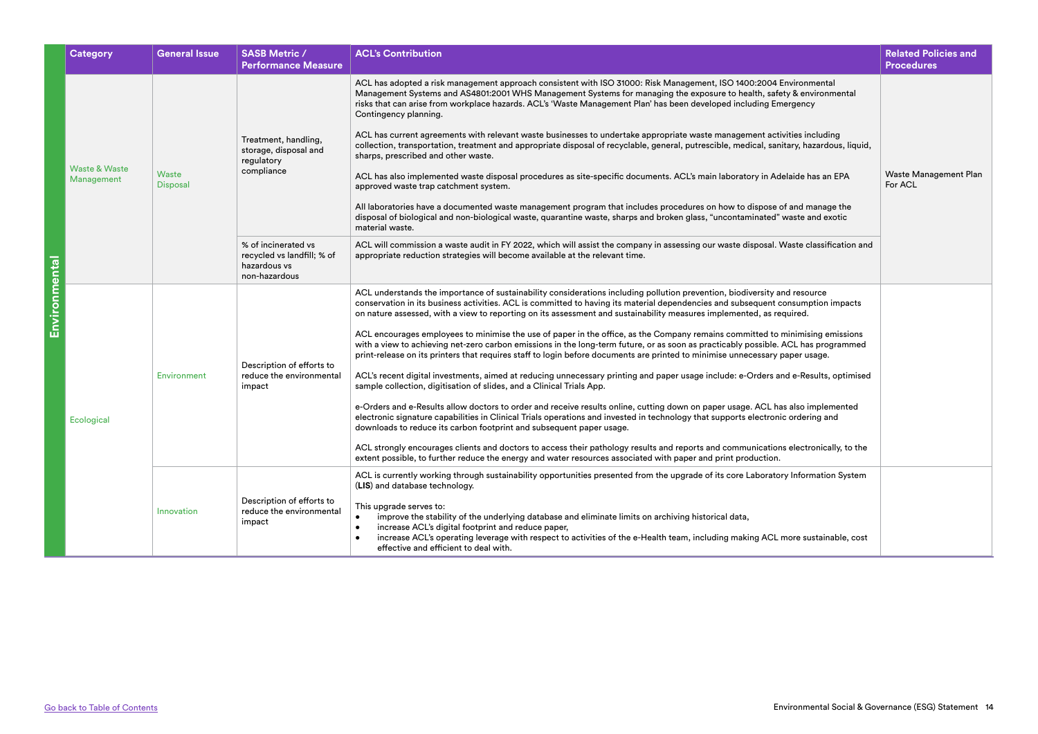| | Category | General Issue | SASB Metric / Performance Measure | ACL's Contribution | Related Policies and Procedures |
|---|---|---|---|---|---|
| Environmental | Waste & Waste Management | Waste Disposal | Treatment, handling, storage, disposal and regulatory compliance | ACL has adopted a risk management approach consistent with ISO 31000: Risk Management, ISO 1400:2004 Environmental Management Systems and AS4801:2001 WHS Management Systems for managing the exposure to health, safety & environmental risks that can arise from workplace hazards. ACL's 'Waste Management Plan' has been developed including Emergency Contingency planning.<br><br>ACL has current agreements with relevant waste businesses to undertake appropriate waste management activities including collection, transportation, treatment and appropriate disposal of recyclable, general, putrescible, medical, sanitary, hazardous, liquid, sharps, prescribed and other waste.<br><br>ACL has also implemented waste disposal procedures as site-specific documents. ACL's main laboratory in Adelaide has an EPA approved waste trap catchment system.<br><br>All laboratories have a documented waste management program that includes procedures on how to dispose of and manage the disposal of biological and non-biological waste, quarantine waste, sharps and broken glass, "uncontaminated" waste and exotic material waste. | Waste Management Plan For ACL |
| | | | % of incinerated vs recycled vs landfill; % of hazardous vs non-hazardous | ACL will commission a waste audit in FY 2022, which will assist the company in assessing our waste disposal. Waste classification and appropriate reduction strategies will become available at the relevant time. | |
| | Ecological | Environment | Description of efforts to reduce the environmental impact | ACL understands the importance of sustainability considerations including pollution prevention, biodiversity and resource conservation in its business activities. ACL is committed to having its material dependencies and subsequent consumption impacts on nature assessed, with a view to reporting on its assessment and sustainability measures implemented, as required.<br><br>ACL encourages employees to minimise the use of paper in the office, as the Company remains committed to minimising emissions with a view to achieving net-zero carbon emissions in the long-term future, or as soon as practicably possible. ACL has programmed print-release on its printers that requires staff to login before documents are printed to minimise unnecessary paper usage.<br><br>ACL's recent digital investments, aimed at reducing unnecessary printing and paper usage include: e-Orders and e-Results, optimised sample collection, digitisation of slides, and a Clinical Trials App.<br><br>e-Orders and e-Results allow doctors to order and receive results online, cutting down on paper usage. ACL has also implemented electronic signature capabilities in Clinical Trials operations and invested in technology that supports electronic ordering and downloads to reduce its carbon footprint and subsequent paper usage.<br><br>ACL strongly encourages clients and doctors to access their pathology results and reports and communications electronically, to the extent possible, to further reduce the energy and water resources associated with paper and print production. | |
| | | Innovation | Description of efforts to reduce the environmental impact | ACL is currently working through sustainability opportunities presented from the upgrade of its core Laboratory Information System (**LIS**) and database technology.<br><br>This upgrade serves to:<br>• improve the stability of the underlying database and eliminate limits on archiving historical data,<br>• increase ACL's digital footprint and reduce paper,<br>• increase ACL's operating leverage with respect to activities of the e-Health team, including making ACL more sustainable, cost effective and efficient to deal with. | |

Go back to Table of Contents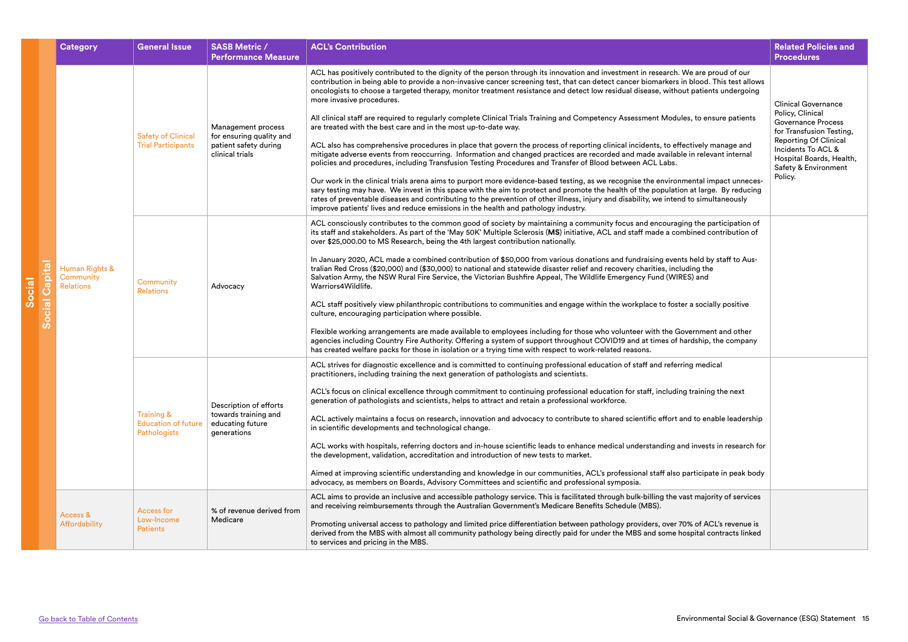| | | Category | General Issue | SASB Metric / Performance Measure | ACL's Contribution | Related Policies and Procedures |
|---|---|---|---|---|---|---|
| Social | Social Capital | Human Rights & Community Relations | Safety of Clinical Trial Participants | Management process for ensuring quality and patient safety during clinical trials | ACL has positively contributed to the dignity of the person through its innovation and investment in research. We are proud of our contribution in being able to provide a non-invasive cancer screening test, that can detect cancer biomarkers in blood. This test allows oncologists to choose a targeted therapy, monitor treatment resistance and detect low residual disease, without patients undergoing more invasive procedures.<br><br>All clinical staff are required to regularly complete Clinical Trials Training and Competency Assessment Modules, to ensure patients are treated with the best care and in the most up-to-date way.<br><br>ACL also has comprehensive procedures in place that govern the process of reporting clinical incidents, to effectively manage and mitigate adverse events from reoccurring. Information and changed practices are recorded and made available in relevant internal policies and procedures, including Transfusion Testing Procedures and Transfer of Blood between ACL Labs.<br><br>Our work in the clinical trials arena aims to purport more evidence-based testing, as we recognise the environmental impact unnecessary testing may have. We invest in this space with the aim to protect and promote the health of the population at large. By reducing rates of preventable diseases and contributing to the prevention of other illness, injury and disability, we intend to simultaneously improve patients' lives and reduce emissions in the health and pathology industry. | Clinical Governance Policy, Clinical Governance Process for Transfusion Testing, Reporting Of Clinical Incidents To ACL & Hospital Boards, Health, Safety & Environment Policy. |
| | | | Community Relations | Advocacy | ACL consciously contributes to the common good of society by maintaining a community focus and encouraging the participation of its staff and stakeholders. As part of the 'May 50K' Multiple Sclerosis (**MS**) initiative, ACL and staff made a combined contribution of over $25,000.00 to MS Research, being the 4th largest contribution nationally.<br><br>In January 2020, ACL made a combined contribution of $50,000 from various donations and fundraising events held by staff to Australian Red Cross ($20,000) and ($30,000) to national and statewide disaster relief and recovery charities, including the Salvation Army, the NSW Rural Fire Service, the Victorian Bushfire Appeal, The Wildlife Emergency Fund (WIRES) and Warriors4Wildlife.<br><br>ACL staff positively view philanthropic contributions to communities and engage within the workplace to foster a socially positive culture, encouraging participation where possible.<br><br>Flexible working arrangements are made available to employees including for those who volunteer with the Government and other agencies including Country Fire Authority. Offering a system of support throughout COVID19 and at times of hardship, the company has created welfare packs for those in isolation or a trying time with respect to work-related reasons. | |
| | | | Training & Education of future Pathologists | Description of efforts towards training and educating future generations | ACL strives for diagnostic excellence and is committed to continuing professional education of staff and referring medical practitioners, including training the next generation of pathologists and scientists.<br><br>ACL's focus on clinical excellence through commitment to continuing professional education for staff, including training the next generation of pathologists and scientists, helps to attract and retain a professional workforce.<br><br>ACL actively maintains a focus on research, innovation and advocacy to contribute to shared scientific effort and to enable leadership in scientific developments and technological change.<br><br>ACL works with hospitals, referring doctors and in-house scientific leads to enhance medical understanding and invests in research for the development, validation, accreditation and introduction of new tests to market.<br><br>Aimed at improving scientific understanding and knowledge in our communities, ACL's professional staff also participate in peak body advocacy, as members on Boards, Advisory Committees and scientific and professional symposia. | |
| | | Access & Affordability | Access for Low-Income Patients | % of revenue derived from Medicare | ACL aims to provide an inclusive and accessible pathology service. This is facilitated through bulk-billing the vast majority of services and receiving reimbursements through the Australian Government's Medicare Benefits Schedule (MBS).<br><br>Promoting universal access to pathology and limited price differentiation between pathology providers, over 70% of ACL's revenue is derived from the MBS with almost all community pathology being directly paid for under the MBS and some hospital contracts linked to services and pricing in the MBS. | |

Go back to Table of Contents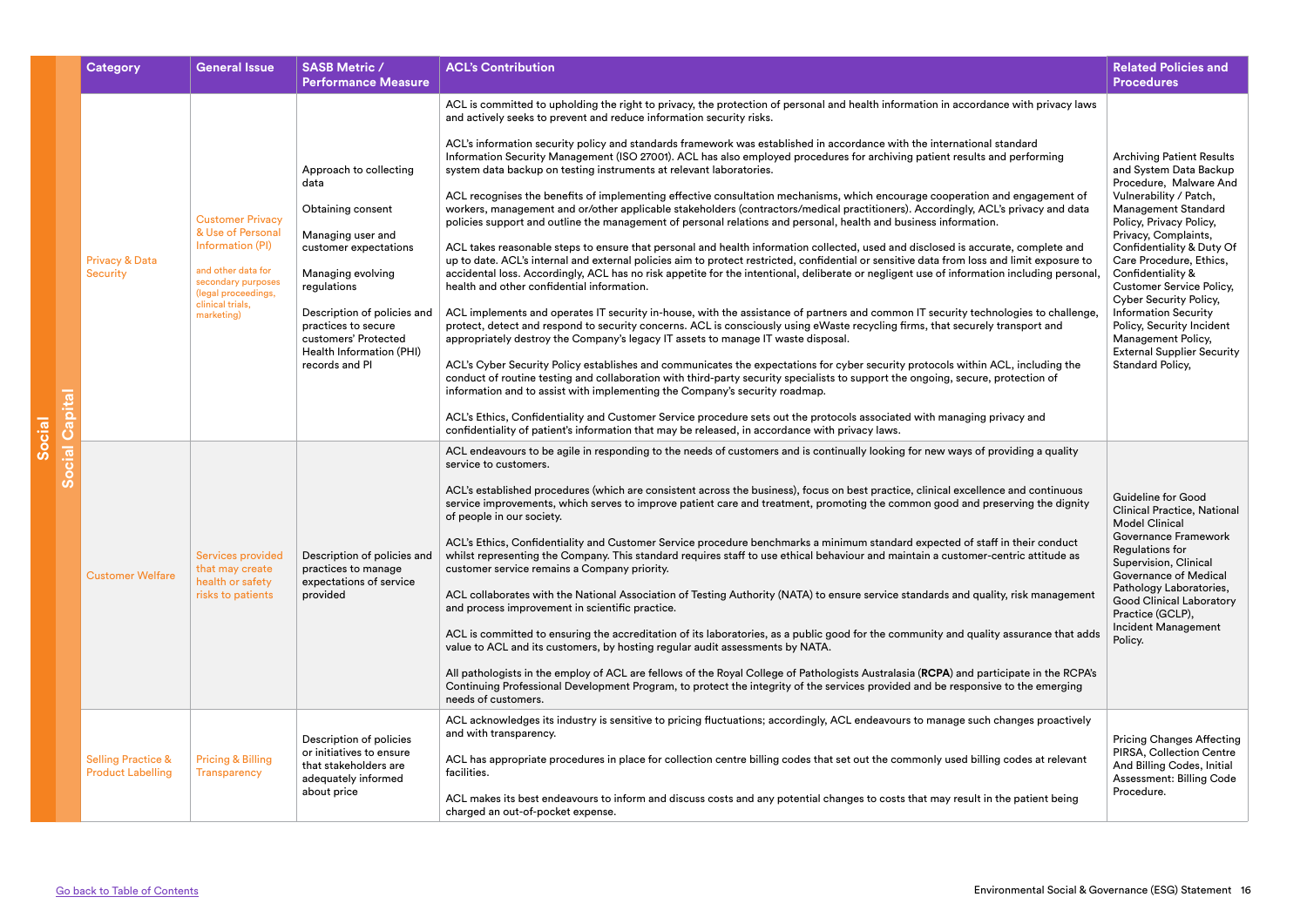| | | Category | General Issue | SASB Metric / Performance Measure | ACL's Contribution | Related Policies and Procedures |
|---|---|---|---|---|---|---|
| Social | Social Capital | Privacy & Data Security | Customer Privacy & Use of Personal Information (PI) and other data for secondary purposes (legal proceedings, clinical trials, marketing) | Approach to collecting data<br><br>Obtaining consent<br><br>Managing user and customer expectations<br><br>Managing evolving regulations<br><br>Description of policies and practices to secure customers' Protected Health Information (PHI) records and PI | ACL is committed to upholding the right to privacy, the protection of personal and health information in accordance with privacy laws and actively seeks to prevent and reduce information security risks.<br><br>ACL's information security policy and standards framework was established in accordance with the international standard Information Security Management (ISO 27001). ACL has also employed procedures for archiving patient results and performing system data backup on testing instruments at relevant laboratories.<br><br>ACL recognises the benefits of implementing effective consultation mechanisms, which encourage cooperation and engagement of workers, management and or/other applicable stakeholders (contractors/medical practitioners). Accordingly, ACL's privacy and data policies support and outline the management of personal relations and personal, health and business information.<br><br>ACL takes reasonable steps to ensure that personal and health information collected, used and disclosed is accurate, complete and up to date. ACL's internal and external policies aim to protect restricted, confidential or sensitive data from loss and limit exposure to accidental loss. Accordingly, ACL has no risk appetite for the intentional, deliberate or negligent use of information including personal, health and other confidential information.<br><br>ACL implements and operates IT security in-house, with the assistance of partners and common IT security technologies to challenge, protect, detect and respond to security concerns. ACL is consciously using eWaste recycling firms, that securely transport and appropriately destroy the Company's legacy IT assets to manage IT waste disposal.<br><br>ACL's Cyber Security Policy establishes and communicates the expectations for cyber security protocols within ACL, including the conduct of routine testing and collaboration with third-party security specialists to support the ongoing, secure, protection of information and to assist with implementing the Company's security roadmap.<br><br>ACL's Ethics, Confidentiality and Customer Service procedure sets out the protocols associated with managing privacy and confidentiality of patient's information that may be released, in accordance with privacy laws. | Archiving Patient Results and System Data Backup Procedure, Malware And Vulnerability / Patch, Management Standard Policy, Privacy Policy, Privacy, Complaints, Confidentiality & Duty Of Care Procedure, Ethics, Confidentiality & Customer Service Policy, Cyber Security Policy, Information Security Policy, Security Incident Management Policy, External Supplier Security Standard Policy, |
| | | Customer Welfare | Services provided that may create health or safety risks to patients | Description of policies and practices to manage expectations of service provided | ACL endeavours to be agile in responding to the needs of customers and is continually looking for new ways of providing a quality service to customers.<br><br>ACL's established procedures (which are consistent across the business), focus on best practice, clinical excellence and continuous service improvements, which serves to improve patient care and treatment, promoting the common good and preserving the dignity of people in our society.<br><br>ACL's Ethics, Confidentiality and Customer Service procedure benchmarks a minimum standard expected of staff in their conduct whilst representing the Company. This standard requires staff to use ethical behaviour and maintain a customer-centric attitude as customer service remains a Company priority.<br><br>ACL collaborates with the National Association of Testing Authority (NATA) to ensure service standards and quality, risk management and process improvement in scientific practice.<br><br>ACL is committed to ensuring the accreditation of its laboratories, as a public good for the community and quality assurance that adds value to ACL and its customers, by hosting regular audit assessments by NATA.<br><br>All pathologists in the employ of ACL are fellows of the Royal College of Pathologists Australasia (**RCPA**) and participate in the RCPA's Continuing Professional Development Program, to protect the integrity of the services provided and be responsive to the emerging needs of customers. | Guideline for Good Clinical Practice, National Model Clinical Governance Framework Regulations for Supervision, Clinical Governance of Medical Pathology Laboratories, Good Clinical Laboratory Practice (GCLP), Incident Management Policy. |
| | | Selling Practice & Product Labelling | Pricing & Billing Transparency | Description of policies or initiatives to ensure that stakeholders are adequately informed about price | ACL acknowledges its industry is sensitive to pricing fluctuations; accordingly, ACL endeavours to manage such changes proactively and with transparency.<br><br>ACL has appropriate procedures in place for collection centre billing codes that set out the commonly used billing codes at relevant facilities.<br><br>ACL makes its best endeavours to inform and discuss costs and any potential changes to costs that may result in the patient being charged an out-of-pocket expense. | Pricing Changes Affecting PIRSA, Collection Centre And Billing Codes, Initial Assessment: Billing Code Procedure. |

Go back to Table of Contents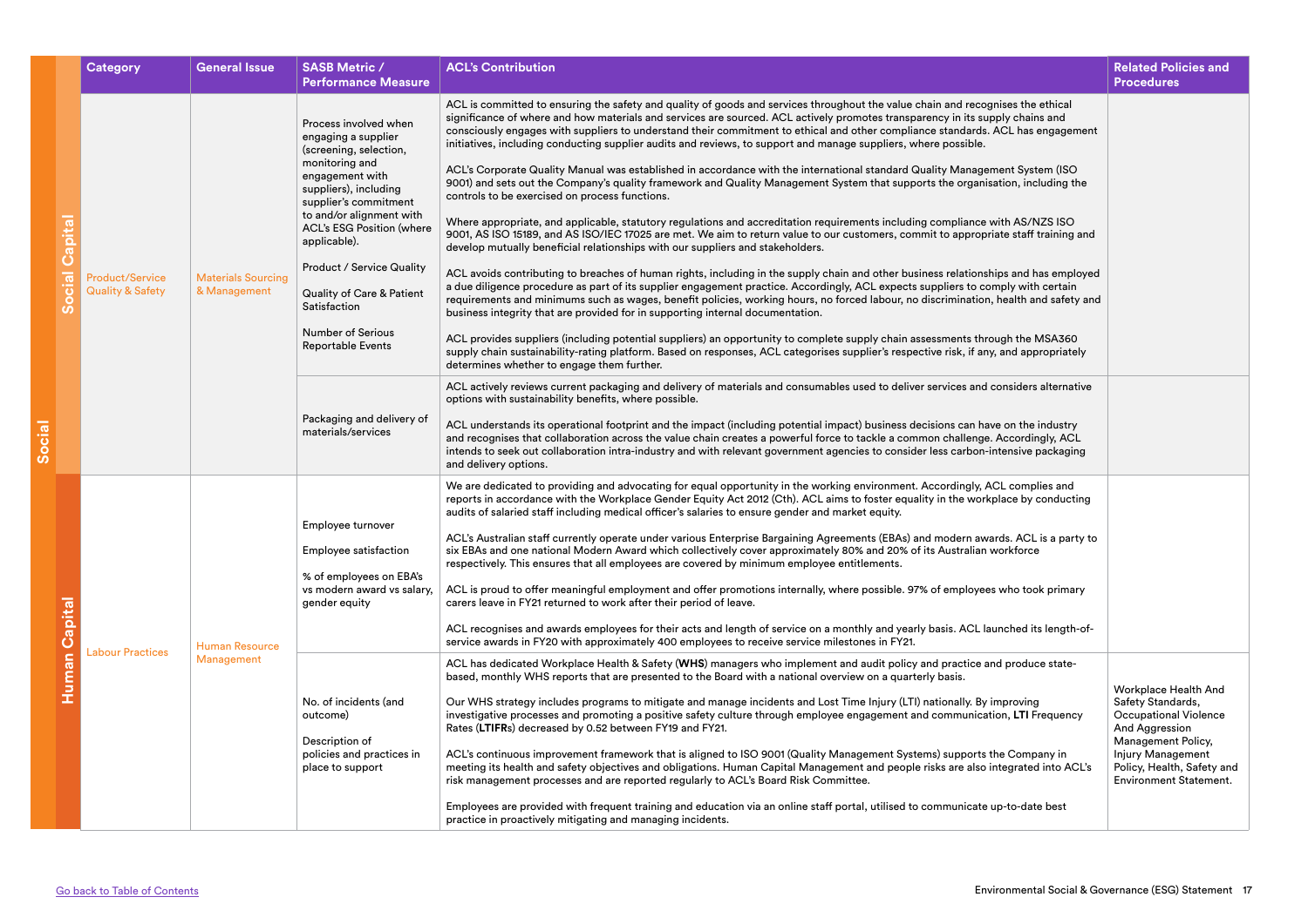| | | Category | General Issue | SASB Metric / Performance Measure | ACL's Contribution | Related Policies and Procedures |
|---|---|---|---|---|---|---|
| Social | Social Capital | Product/Service Quality & Safety | Materials Sourcing & Management | Process involved when engaging a supplier (screening, selection, monitoring and engagement with suppliers), including supplier's commitment to and/or alignment with ACL's ESG Position (where applicable).<br><br>Product / Service Quality<br><br>Quality of Care & Patient Satisfaction<br><br>Number of Serious Reportable Events | ACL is committed to ensuring the safety and quality of goods and services throughout the value chain and recognises the ethical significance of where and how materials and services are sourced. ACL actively promotes transparency in its supply chains and consciously engages with suppliers to understand their commitment to ethical and other compliance standards. ACL has engagement initiatives, including conducting supplier audits and reviews, to support and manage suppliers, where possible.<br><br>ACL's Corporate Quality Manual was established in accordance with the international standard Quality Management System (ISO 9001) and sets out the Company's quality framework and Quality Management System that supports the organisation, including the controls to be exercised on process functions.<br><br>Where appropriate, and applicable, statutory regulations and accreditation requirements including compliance with AS/NZS ISO 9001, AS ISO 15189, and AS ISO/IEC 17025 are met. We aim to return value to our customers, commit to appropriate staff training and develop mutually beneficial relationships with our suppliers and stakeholders.<br><br>ACL avoids contributing to breaches of human rights, including in the supply chain and other business relationships and has employed a due diligence procedure as part of its supplier engagement practice. Accordingly, ACL expects suppliers to comply with certain requirements and minimums such as wages, benefit policies, working hours, no forced labour, no discrimination, health and safety and business integrity that are provided for in supporting internal documentation.<br><br>ACL provides suppliers (including potential suppliers) an opportunity to complete supply chain assessments through the MSA360 supply chain sustainability-rating platform. Based on responses, ACL categorises supplier's respective risk, if any, and appropriately determines whether to engage them further. | |
| | | | | Packaging and delivery of materials/services | ACL actively reviews current packaging and delivery of materials and consumables used to deliver services and considers alternative options with sustainability benefits, where possible.<br><br>ACL understands its operational footprint and the impact (including potential impact) business decisions can have on the industry and recognises that collaboration across the value chain creates a powerful force to tackle a common challenge. Accordingly, ACL intends to seek out collaboration intra-industry and with relevant government agencies to consider less carbon-intensive packaging and delivery options. | |
| | Human Capital | Labour Practices | Human Resource Management | Employee turnover<br><br>Employee satisfaction<br><br>% of employees on EBA's vs modern award vs salary, gender equity | We are dedicated to providing and advocating for equal opportunity in the working environment. Accordingly, ACL complies and reports in accordance with the Workplace Gender Equity Act 2012 (Cth). ACL aims to foster equality in the workplace by conducting audits of salaried staff including medical officer's salaries to ensure gender and market equity.<br><br>ACL's Australian staff currently operate under various Enterprise Bargaining Agreements (EBAs) and modern awards. ACL is a party to six EBAs and one national Modern Award which collectively cover approximately 80% and 20% of its Australian workforce respectively. This ensures that all employees are covered by minimum employee entitlements.<br><br>ACL is proud to offer meaningful employment and offer promotions internally, where possible. 97% of employees who took primary carers leave in FY21 returned to work after their period of leave.<br><br>ACL recognises and awards employees for their acts and length of service on a monthly and yearly basis. ACL launched its length-of-service awards in FY20 with approximately 400 employees to receive service milestones in FY21. | |
| | | | | No. of incidents (and outcome)<br><br>Description of policies and practices in place to support | ACL has dedicated Workplace Health & Safety (**WHS**) managers who implement and audit policy and practice and produce state-based, monthly WHS reports that are presented to the Board with a national overview on a quarterly basis.<br><br>Our WHS strategy includes programs to mitigate and manage incidents and Lost Time Injury (LTI) nationally. By improving investigative processes and promoting a positive safety culture through employee engagement and communication, **LTI** Frequency Rates (**LTIFR**s) decreased by 0.52 between FY19 and FY21.<br><br>ACL's continuous improvement framework that is aligned to ISO 9001 (Quality Management Systems) supports the Company in meeting its health and safety objectives and obligations. Human Capital Management and people risks are also integrated into ACL's risk management processes and are reported regularly to ACL's Board Risk Committee.<br><br>Employees are provided with frequent training and education via an online staff portal, utilised to communicate up-to-date best practice in proactively mitigating and managing incidents. | Workplace Health And Safety Standards, Occupational Violence And Aggression Management Policy, Injury Management Policy, Health, Safety and Environment Statement. |

Go back to Table of Contents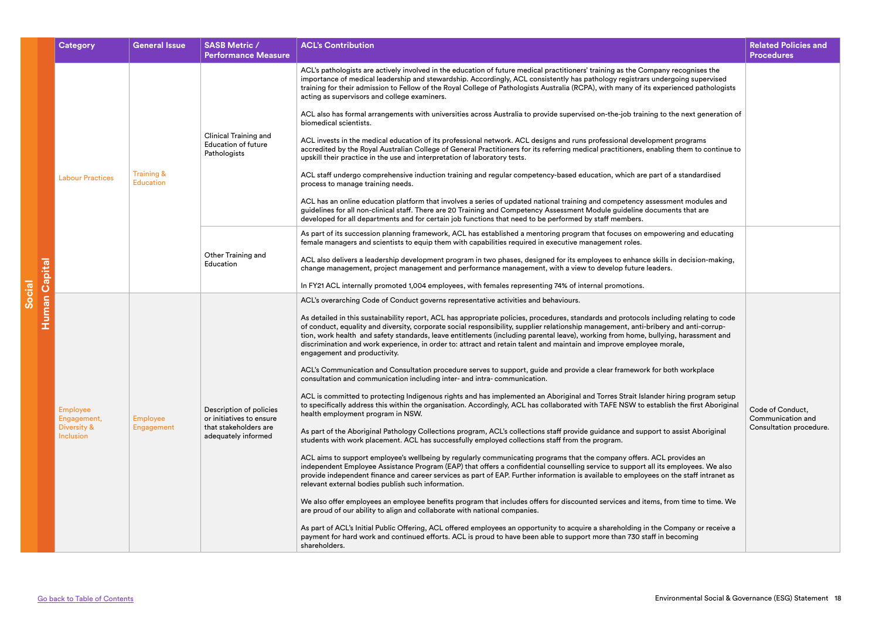| Category | General Issue | SASB Metric / Performance Measure | ACL's Contribution | Related Policies and Procedures |
|---|---|---|---|---|
| Labour Practices | Training & Education | Clinical Training and Education of future Pathologists | ACL's pathologists are actively involved in the education of future medical practitioners' training as the Company recognises the importance of medical leadership and stewardship. Accordingly, ACL consistently has pathology registrars undergoing supervised training for their admission to Fellow of the Royal College of Pathologists Australia (RCPA), with many of its experienced pathologists acting as supervisors and college examiners.<br><br>ACL also has formal arrangements with universities across Australia to provide supervised on-the-job training to the next generation of biomedical scientists.<br><br>ACL invests in the medical education of its professional network. ACL designs and runs professional development programs accredited by the Royal Australian College of General Practitioners for its referring medical practitioners, enabling them to continue to upskill their practice in the use and interpretation of laboratory tests.<br><br>ACL staff undergo comprehensive induction training and regular competency-based education, which are part of a standardised process to manage training needs.<br><br>ACL has an online education platform that involves a series of updated national training and competency assessment modules and guidelines for all non-clinical staff. There are 20 Training and Competency Assessment Module guideline documents that are developed for all departments and for certain job functions that need to be performed by staff members. | |
| | | Other Training and Education | As part of its succession planning framework, ACL has established a mentoring program that focuses on empowering and educating female managers and scientists to equip them with capabilities required in executive management roles.<br><br>ACL also delivers a leadership development program in two phases, designed for its employees to enhance skills in decision-making, change management, project management and performance management, with a view to develop future leaders.<br><br>In FY21 ACL internally promoted 1,004 employees, with females representing 74% of internal promotions. | |
| Employee Engagement, Diversity & Inclusion | Employee Engagement | Description of policies or initiatives to ensure that stakeholders are adequately informed | ACL's overarching Code of Conduct governs representative activities and behaviours.<br><br>As detailed in this sustainability report, ACL has appropriate policies, procedures, standards and protocols including relating to code of conduct, equality and diversity, corporate social responsibility, supplier relationship management, anti-bribery and anti-corruption, work health and safety standards, leave entitlements (including parental leave), working from home, bullying, harassment and discrimination and work experience, in order to: attract and retain talent and maintain and improve employee morale, engagement and productivity.<br><br>ACL's Communication and Consultation procedure serves to support, guide and provide a clear framework for both workplace consultation and communication including inter- and intra- communication.<br><br>ACL is committed to protecting Indigenous rights and has implemented an Aboriginal and Torres Strait Islander hiring program setup to specifically address this within the organisation. Accordingly, ACL has collaborated with TAFE NSW to establish the first Aboriginal health employment program in NSW.<br><br>As part of the Aboriginal Pathology Collections program, ACL's collections staff provide guidance and support to assist Aboriginal students with work placement. ACL has successfully employed collections staff from the program.<br><br>ACL aims to support employee's wellbeing by regularly communicating programs that the company offers. ACL provides an independent Employee Assistance Program (EAP) that offers a confidential counselling service to support all its employees. We also provide independent finance and career services as part of EAP. Further information is available to employees on the staff intranet as relevant external bodies publish such information.<br><br>We also offer employees an employee benefits program that includes offers for discounted services and items, from time to time. We are proud of our ability to align and collaborate with national companies.<br><br>As part of ACL's Initial Public Offering, ACL offered employees an opportunity to acquire a shareholding in the Company or receive a payment for hard work and continued efforts. ACL is proud to have been able to support more than 730 staff in becoming shareholders. | Code of Conduct, Communication and Consultation procedure. |

Go back to Table of Contents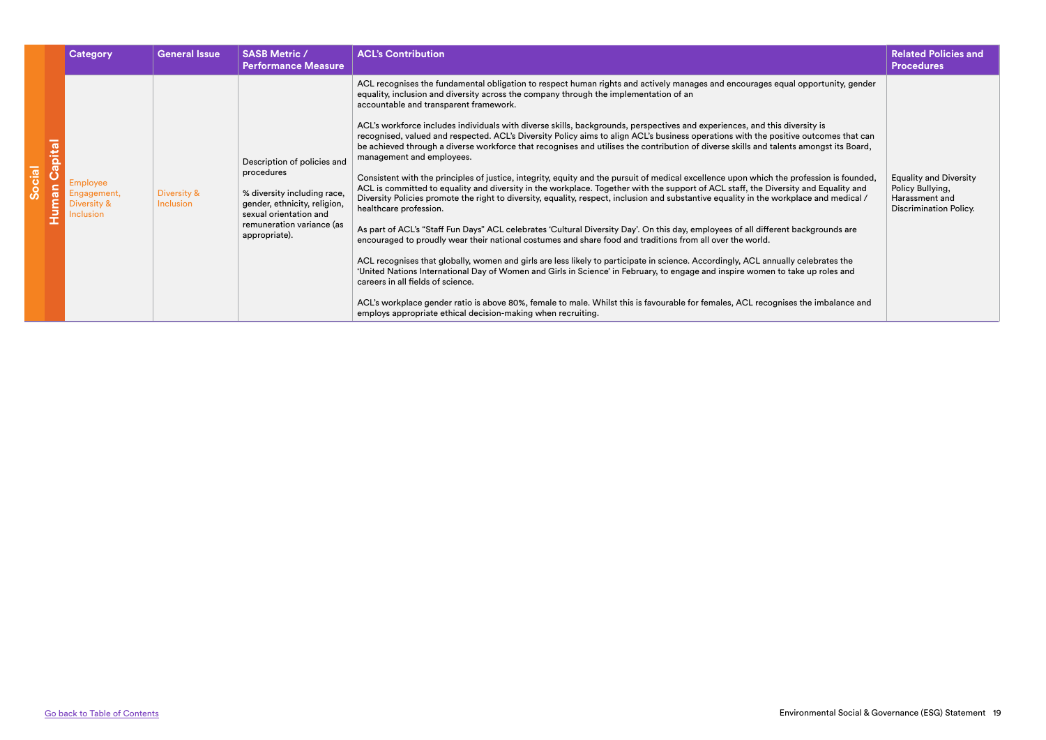| | | Category | General Issue | SASB Metric / Performance Measure | ACL's Contribution | Related Policies and Procedures |
|---|---|---|---|---|---|---|
| Social | Human Capital | Employee Engagement, Diversity & Inclusion | Diversity & Inclusion | Description of policies and procedures<br><br>% diversity including race, gender, ethnicity, religion, sexual orientation and remuneration variance (as appropriate). | ACL recognises the fundamental obligation to respect human rights and actively manages and encourages equal opportunity, gender equality, inclusion and diversity across the company through the implementation of an accountable and transparent framework.<br><br>ACL's workforce includes individuals with diverse skills, backgrounds, perspectives and experiences, and this diversity is recognised, valued and respected. ACL's Diversity Policy aims to align ACL's business operations with the positive outcomes that can be achieved through a diverse workforce that recognises and utilises the contribution of diverse skills and talents amongst its Board, management and employees.<br><br>Consistent with the principles of justice, integrity, equity and the pursuit of medical excellence upon which the profession is founded, ACL is committed to equality and diversity in the workplace. Together with the support of ACL staff, the Diversity and Equality and Diversity Policies promote the right to diversity, equality, respect, inclusion and substantive equality in the workplace and medical / healthcare profession.<br><br>As part of ACL's "Staff Fun Days" ACL celebrates 'Cultural Diversity Day'. On this day, employees of all different backgrounds are encouraged to proudly wear their national costumes and share food and traditions from all over the world.<br><br>ACL recognises that globally, women and girls are less likely to participate in science. Accordingly, ACL annually celebrates the 'United Nations International Day of Women and Girls in Science' in February, to engage and inspire women to take up roles and careers in all fields of science.<br><br>ACL's workplace gender ratio is above 80%, female to male. Whilst this is favourable for females, ACL recognises the imbalance and employs appropriate ethical decision-making when recruiting. | Equality and Diversity Policy Bullying, Harassment and Discrimination Policy. |

Go back to Table of Contents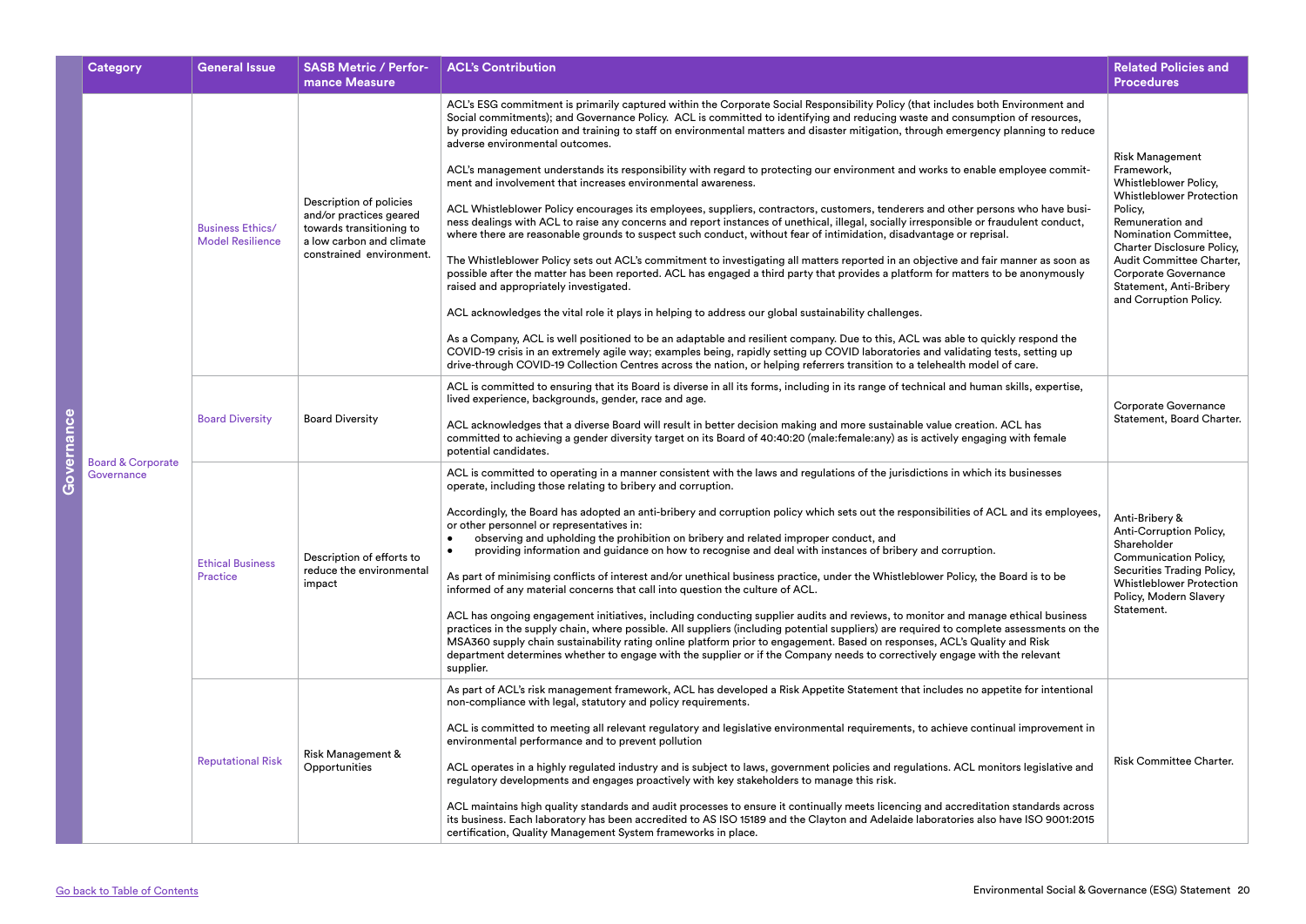| | Category | General Issue | SASB Metric / Performance Measure | ACL's Contribution | Related Policies and Procedures |
|---|---|---|---|---|---|
| Governance | Board & Corporate Governance | Business Ethics/ Model Resilience | Description of policies and/or practices geared towards transitioning to a low carbon and climate constrained environment. | ACL's ESG commitment is primarily captured within the Corporate Social Responsibility Policy (that includes both Environment and Social commitments); and Governance Policy. ACL is committed to identifying and reducing waste and consumption of resources, by providing education and training to staff on environmental matters and disaster mitigation, through emergency planning to reduce adverse environmental outcomes.<br><br>ACL's management understands its responsibility with regard to protecting our environment and works to enable employee commitment and involvement that increases environmental awareness.<br><br>ACL Whistleblower Policy encourages its employees, suppliers, contractors, customers, tenderers and other persons who have business dealings with ACL to raise any concerns and report instances of unethical, illegal, socially irresponsible or fraudulent conduct, where there are reasonable grounds to suspect such conduct, without fear of intimidation, disadvantage or reprisal.<br><br>The Whistleblower Policy sets out ACL's commitment to investigating all matters reported in an objective and fair manner as soon as possible after the matter has been reported. ACL has engaged a third party that provides a platform for matters to be anonymously raised and appropriately investigated.<br><br>ACL acknowledges the vital role it plays in helping to address our global sustainability challenges.<br><br>As a Company, ACL is well positioned to be an adaptable and resilient company. Due to this, ACL was able to quickly respond the COVID-19 crisis in an extremely agile way; examples being, rapidly setting up COVID laboratories and validating tests, setting up drive-through COVID-19 Collection Centres across the nation, or helping referrers transition to a telehealth model of care. | Risk Management Framework, Whistleblower Policy, Whistleblower Protection Policy, Remuneration and Nomination Committee, Charter Disclosure Policy, Audit Committee Charter, Corporate Governance Statement, Anti-Bribery and Corruption Policy. |
| | | Board Diversity | Board Diversity | ACL is committed to ensuring that its Board is diverse in all its forms, including in its range of technical and human skills, expertise, lived experience, backgrounds, gender, race and age.<br><br>ACL acknowledges that a diverse Board will result in better decision making and more sustainable value creation. ACL has committed to achieving a gender diversity target on its Board of 40:40:20 (male:female:any) as is actively engaging with female potential candidates. | Corporate Governance Statement, Board Charter. |
| | | Ethical Business Practice | Description of efforts to reduce the environmental impact | ACL is committed to operating in a manner consistent with the laws and regulations of the jurisdictions in which its businesses operate, including those relating to bribery and corruption.<br><br>Accordingly, the Board has adopted an anti-bribery and corruption policy which sets out the responsibilities of ACL and its employees, or other personnel or representatives in:<br>• observing and upholding the prohibition on bribery and related improper conduct, and<br>• providing information and guidance on how to recognise and deal with instances of bribery and corruption.<br><br>As part of minimising conflicts of interest and/or unethical business practice, under the Whistleblower Policy, the Board is to be informed of any material concerns that call into question the culture of ACL.<br><br>ACL has ongoing engagement initiatives, including conducting supplier audits and reviews, to monitor and manage ethical business practices in the supply chain, where possible. All suppliers (including potential suppliers) are required to complete assessments on the MSA360 supply chain sustainability rating online platform prior to engagement. Based on responses, ACL's Quality and Risk department determines whether to engage with the supplier or if the Company needs to correctively engage with the relevant supplier. | Anti-Bribery & Anti-Corruption Policy, Shareholder Communication Policy, Securities Trading Policy, Whistleblower Protection Policy, Modern Slavery Statement. |
| | | Reputational Risk | Risk Management & Opportunities | As part of ACL's risk management framework, ACL has developed a Risk Appetite Statement that includes no appetite for intentional non-compliance with legal, statutory and policy requirements.<br><br>ACL is committed to meeting all relevant regulatory and legislative environmental requirements, to achieve continual improvement in environmental performance and to prevent pollution<br><br>ACL operates in a highly regulated industry and is subject to laws, government policies and regulations. ACL monitors legislative and regulatory developments and engages proactively with key stakeholders to manage this risk.<br><br>ACL maintains high quality standards and audit processes to ensure it continually meets licencing and accreditation standards across its business. Each laboratory has been accredited to AS ISO 15189 and the Clayton and Adelaide laboratories also have ISO 9001:2015 certification, Quality Management System frameworks in place. | Risk Committee Charter. |

Go back to Table of Contents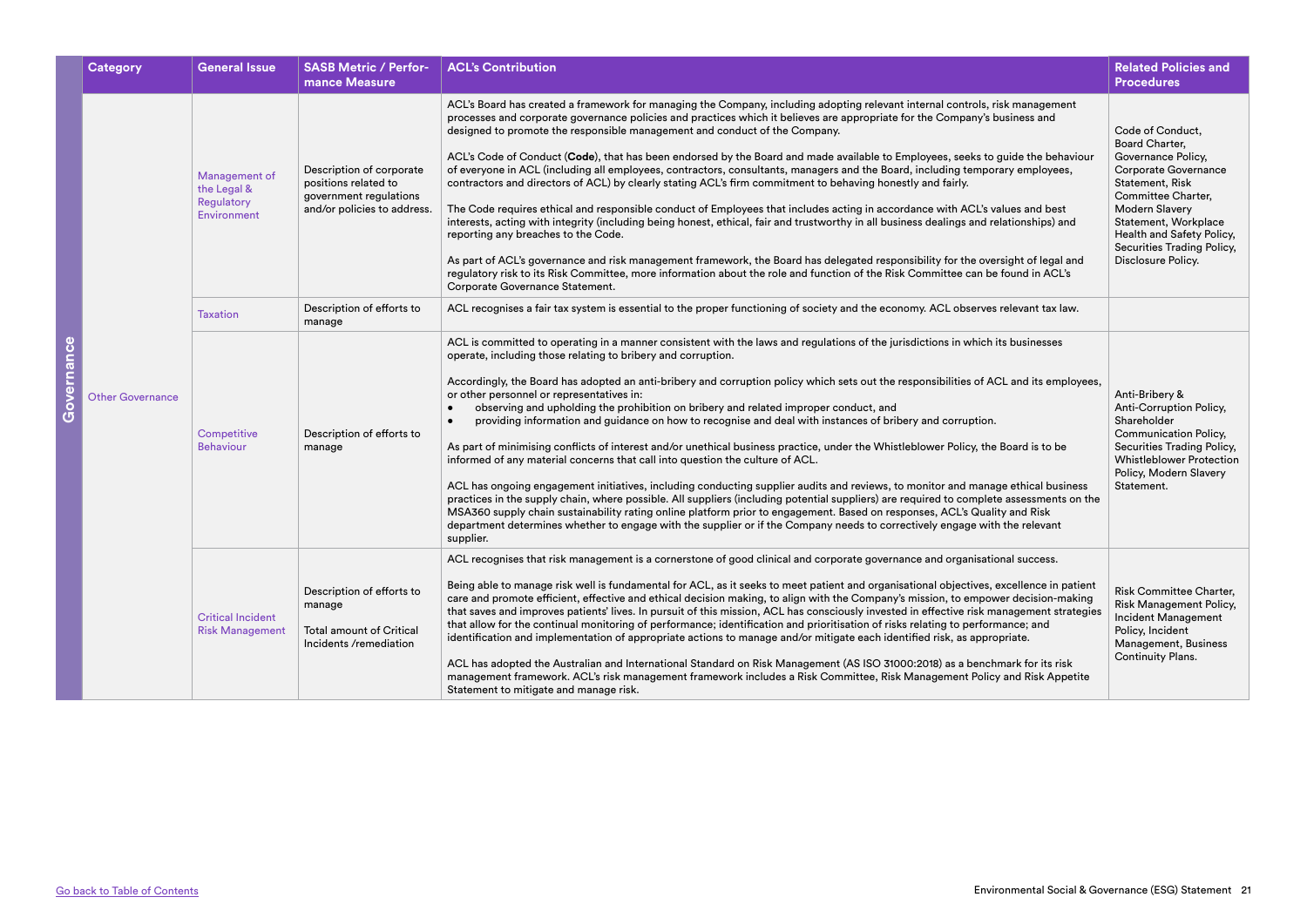| | Category | General Issue | SASB Metric / Performance Measure | ACL's Contribution | Related Policies and Procedures |
|---|---|---|---|---|---|
| Governance | Other Governance | Management of the Legal & Regulatory Environment | Description of corporate positions related to government regulations and/or policies to address. | ACL's Board has created a framework for managing the Company, including adopting relevant internal controls, risk management processes and corporate governance policies and practices which it believes are appropriate for the Company's business and designed to promote the responsible management and conduct of the Company.<br><br>ACL's Code of Conduct (**Code**), that has been endorsed by the Board and made available to Employees, seeks to guide the behaviour of everyone in ACL (including all employees, contractors, consultants, managers and the Board, including temporary employees, contractors and directors of ACL) by clearly stating ACL's firm commitment to behaving honestly and fairly.<br><br>The Code requires ethical and responsible conduct of Employees that includes acting in accordance with ACL's values and best interests, acting with integrity (including being honest, ethical, fair and trustworthy in all business dealings and relationships) and reporting any breaches to the Code.<br><br>As part of ACL's governance and risk management framework, the Board has delegated responsibility for the oversight of legal and regulatory risk to its Risk Committee, more information about the role and function of the Risk Committee can be found in ACL's Corporate Governance Statement. | Code of Conduct, Board Charter, Governance Policy, Corporate Governance Statement, Risk Committee Charter, Modern Slavery Statement, Workplace Health and Safety Policy, Securities Trading Policy, Disclosure Policy. |
| | | Taxation | Description of efforts to manage | ACL recognises a fair tax system is essential to the proper functioning of society and the economy. ACL observes relevant tax law. | |
| | | Competitive Behaviour | Description of efforts to manage | ACL is committed to operating in a manner consistent with the laws and regulations of the jurisdictions in which its businesses operate, including those relating to bribery and corruption.<br><br>Accordingly, the Board has adopted an anti-bribery and corruption policy which sets out the responsibilities of ACL and its employees, or other personnel or representatives in:<br>• observing and upholding the prohibition on bribery and related improper conduct, and<br>• providing information and guidance on how to recognise and deal with instances of bribery and corruption.<br><br>As part of minimising conflicts of interest and/or unethical business practice, under the Whistleblower Policy, the Board is to be informed of any material concerns that call into question the culture of ACL.<br><br>ACL has ongoing engagement initiatives, including conducting supplier audits and reviews, to monitor and manage ethical business practices in the supply chain, where possible. All suppliers (including potential suppliers) are required to complete assessments on the MSA360 supply chain sustainability rating online platform prior to engagement. Based on responses, ACL's Quality and Risk department determines whether to engage with the supplier or if the Company needs to correctively engage with the relevant supplier. | Anti-Bribery & Anti-Corruption Policy, Shareholder Communication Policy, Securities Trading Policy, Whistleblower Protection Policy, Modern Slavery Statement. |
| | | Critical Incident Risk Management | Description of efforts to manage<br><br>Total amount of Critical Incidents /remediation | ACL recognises that risk management is a cornerstone of good clinical and corporate governance and organisational success.<br><br>Being able to manage risk well is fundamental for ACL, as it seeks to meet patient and organisational objectives, excellence in patient care and promote efficient, effective and ethical decision making, to align with the Company's mission, to empower decision-making that saves and improves patients' lives. In pursuit of this mission, ACL has consciously invested in effective risk management strategies that allow for the continual monitoring of performance; identification and prioritisation of risks relating to performance; and identification and implementation of appropriate actions to manage and/or mitigate each identified risk, as appropriate.<br><br>ACL has adopted the Australian and International Standard on Risk Management (AS ISO 31000:2018) as a benchmark for its risk management framework. ACL's risk management framework includes a Risk Committee, Risk Management Policy and Risk Appetite Statement to mitigate and manage risk. | Risk Committee Charter, Risk Management Policy, Incident Management Policy, Incident Management, Business Continuity Plans. |

Go back to Table of Contents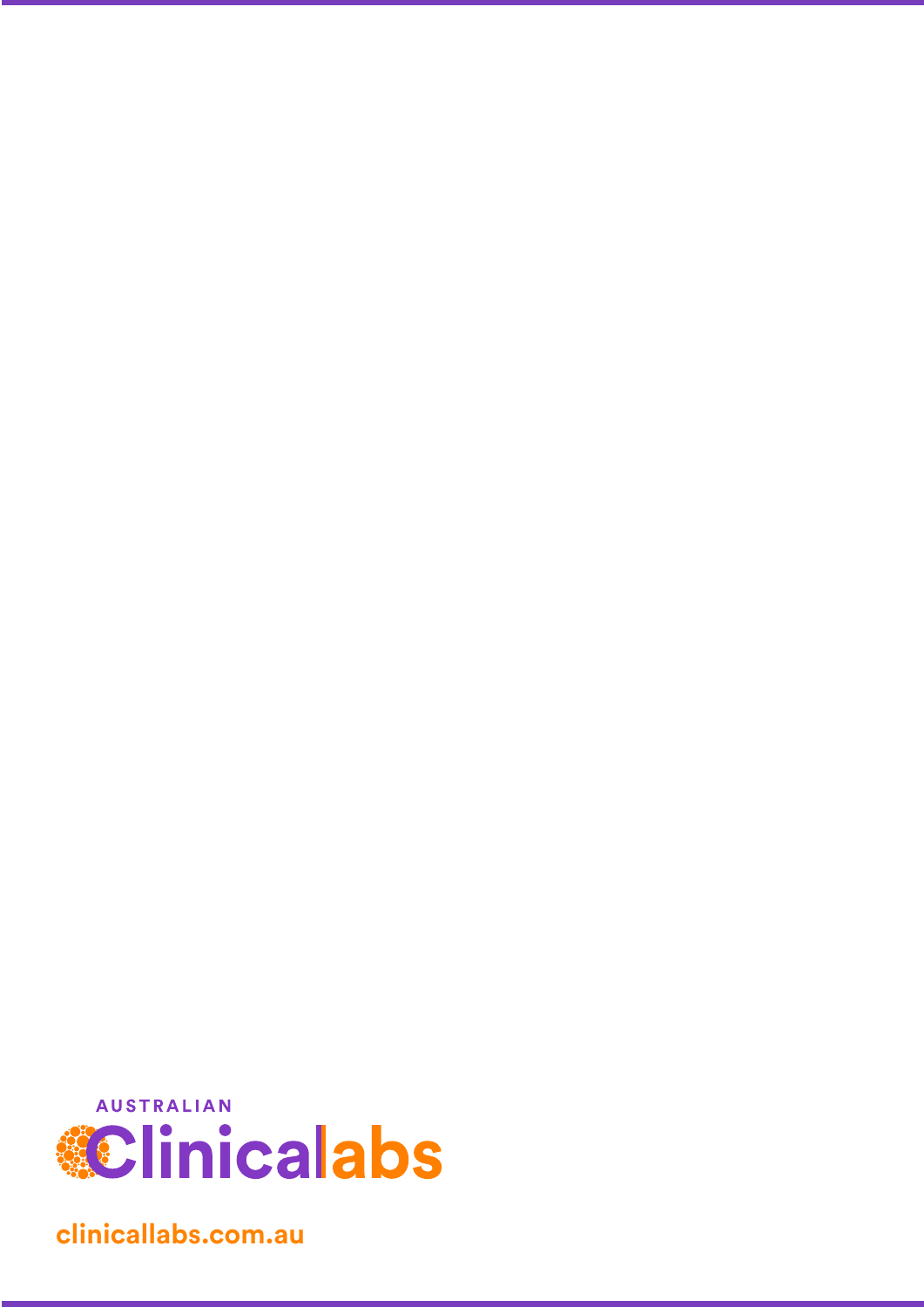AUSTRALIAN Clinicallabs

clinicallabs.com.au